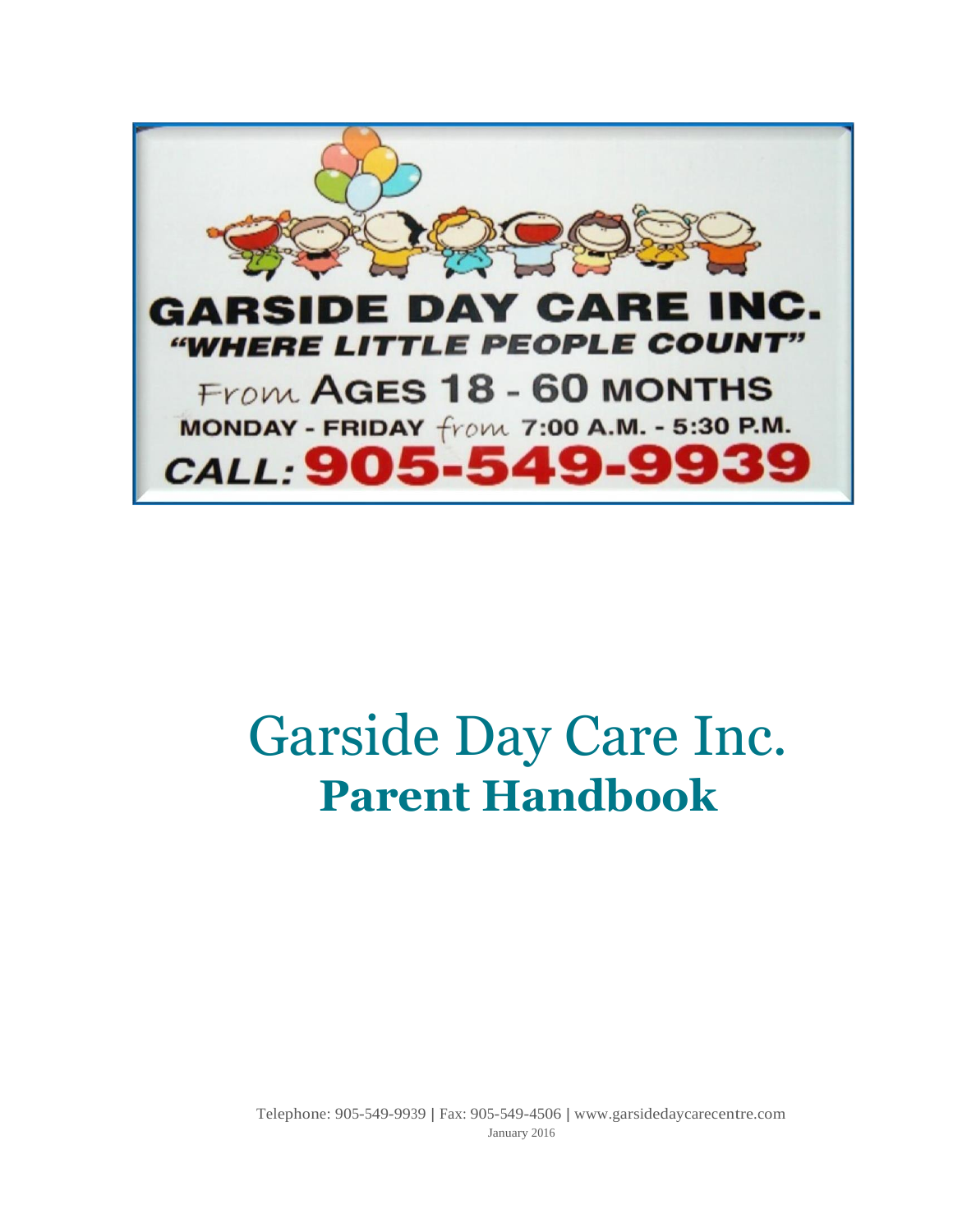GARSIDE DAY CARE INC.

*"WHERE LITTLE PEOPLE COUNT"*

From AGES 18 - 60 MONTHS

MONDAY - FRIDAY from 7:00 A.M. - 5:30 P.M.

CALL: 905-549-9939

# Garside Day Care Inc.

## Parent Handbook

Telephone: 905-549-9939 | Fax: 905-549-4506 | www.garsidedaycarecentre.com

January 2016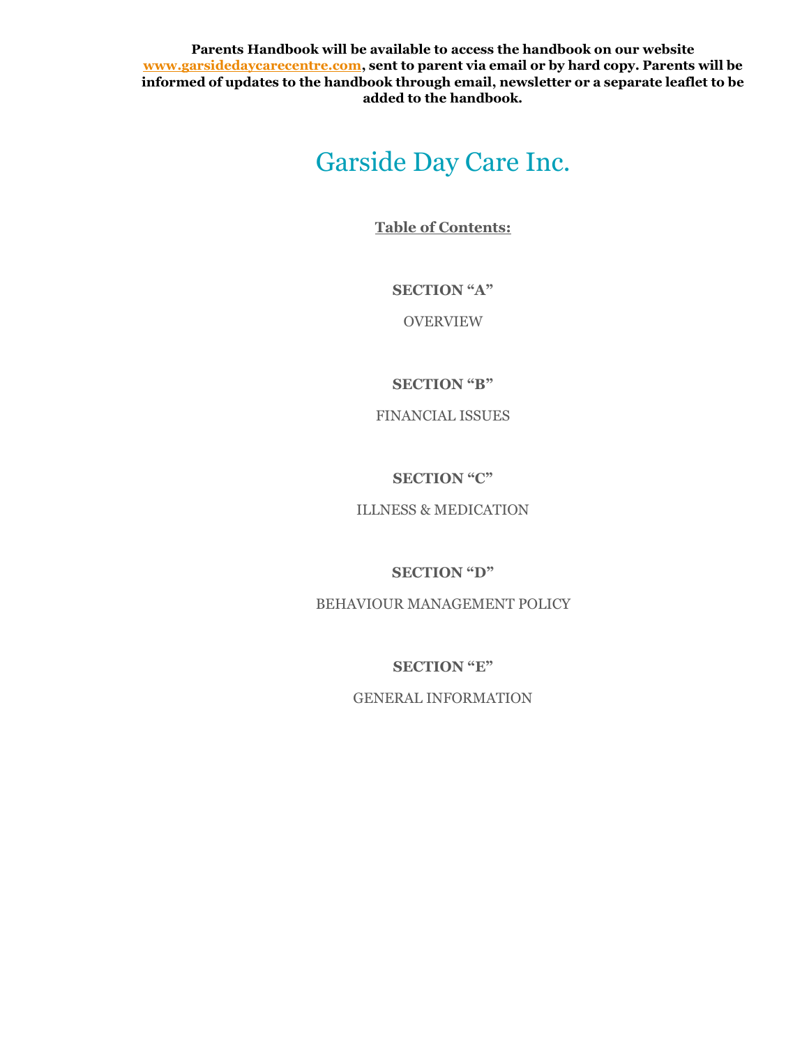**Parents Handbook will be available to access the handbook on our website [www.garsidedaycarecentre.com](http://www.garsidedaycarecentre.com), sent to parent via email or by hard copy. Parents will be informed of updates to the handbook through email, newsletter or a separate leaflet to be added to the handbook.**

# Garside Day Care Inc.

**Table of Contents:**

**SECTION "A"**

OVERVIEW

**SECTION "B"**

FINANCIAL ISSUES

**SECTION "C"**

ILLNESS & MEDICATION

**SECTION "D"**

BEHAVIOUR MANAGEMENT POLICY

**SECTION "E"**

GENERAL INFORMATION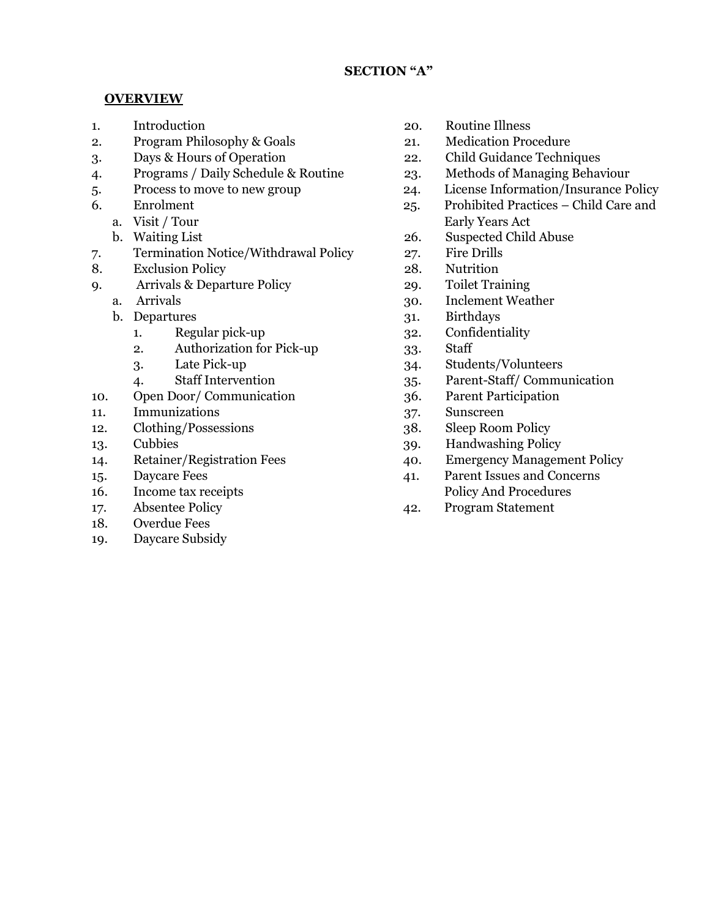**SECTION "A"**

**OVERVIEW**

1. Introduction
2. Program Philosophy & Goals
3. Days & Hours of Operation
4. Programs / Daily Schedule & Routine
5. Process to move to new group
6. Enrolment
   a. Visit / Tour
   b. Waiting List
7. Termination Notice/Withdrawal Policy
8. Exclusion Policy
9. Arrivals & Departure Policy
   a. Arrivals
   b. Departures
      1. Regular pick-up
      2. Authorization for Pick-up
      3. Late Pick-up
      4. Staff Intervention
10. Open Door/ Communication
11. Immunizations
12. Clothing/Possessions
13. Cubbies
14. Retainer/Registration Fees
15. Daycare Fees
16. Income tax receipts
17. Absentee Policy
18. Overdue Fees
19. Daycare Subsidy
20. Routine Illness
21. Medication Procedure
22. Child Guidance Techniques
23. Methods of Managing Behaviour
24. License Information/Insurance Policy
25. Prohibited Practices – Child Care and Early Years Act
26. Suspected Child Abuse
27. Fire Drills
28. Nutrition
29. Toilet Training
30. Inclement Weather
31. Birthdays
32. Confidentiality
33. Staff
34. Students/Volunteers
35. Parent-Staff/ Communication
36. Parent Participation
37. Sunscreen
38. Sleep Room Policy
39. Handwashing Policy
40. Emergency Management Policy
41. Parent Issues and Concerns Policy And Procedures
42. Program Statement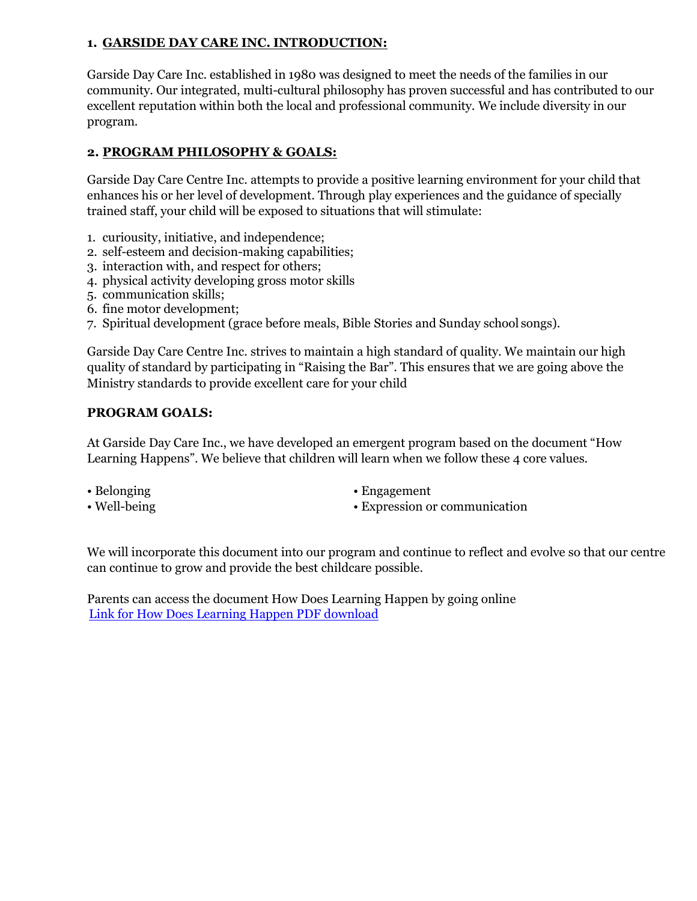## 1. GARSIDE DAY CARE INC. INTRODUCTION:

Garside Day Care Inc. established in 1980 was designed to meet the needs of the families in our community. Our integrated, multi-cultural philosophy has proven successful and has contributed to our excellent reputation within both the local and professional community. We include diversity in our program.

## 2. PROGRAM PHILOSOPHY & GOALS:

Garside Day Care Centre Inc. attempts to provide a positive learning environment for your child that enhances his or her level of development. Through play experiences and the guidance of specially trained staff, your child will be exposed to situations that will stimulate:

1. curiousity, initiative, and independence;
2. self-esteem and decision-making capabilities;
3. interaction with, and respect for others;
4. physical activity developing gross motor skills
5. communication skills;
6. fine motor development;
7. Spiritual development (grace before meals, Bible Stories and Sunday school songs).

Garside Day Care Centre Inc. strives to maintain a high standard of quality. We maintain our high quality of standard by participating in "Raising the Bar". This ensures that we are going above the Ministry standards to provide excellent care for your child

### PROGRAM GOALS:

At Garside Day Care Inc., we have developed an emergent program based on the document "How Learning Happens". We believe that children will learn when we follow these 4 core values.

- Belonging
- Well-being
- Engagement
- Expression or communication

We will incorporate this document into our program and continue to reflect and evolve so that our centre can continue to grow and provide the best childcare possible.

Parents can access the document How Does Learning Happen by going online
Link for How Does Learning Happen PDF download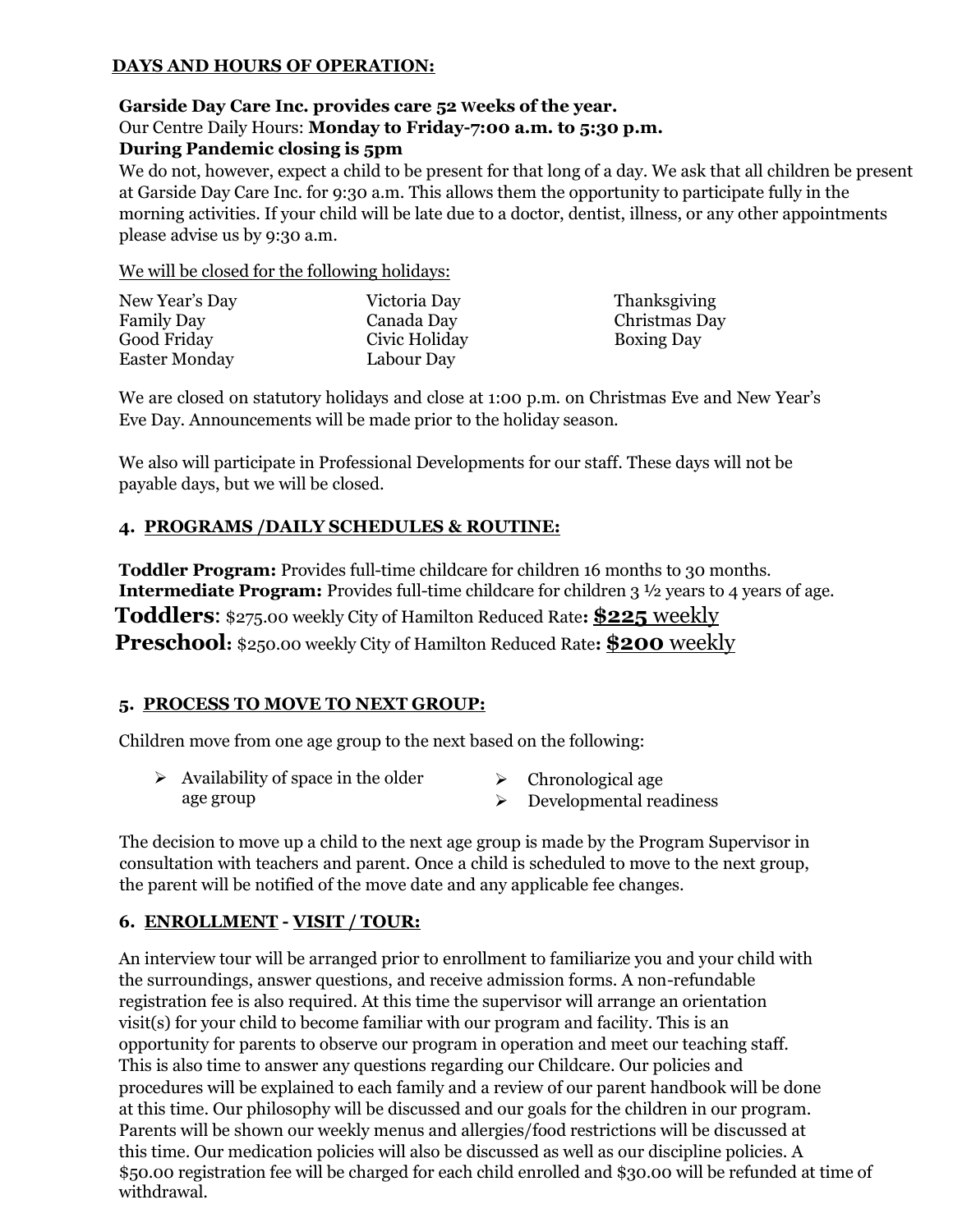## DAYS AND HOURS OF OPERATION:

**Garside Day Care Inc. provides care 52 weeks of the year.**
Our Centre Daily Hours: **Monday to Friday-7:00 a.m. to 5:30 p.m.**
**During Pandemic closing is 5pm**
We do not, however, expect a child to be present for that long of a day. We ask that all children be present at Garside Day Care Inc. for 9:30 a.m. This allows them the opportunity to participate fully in the morning activities. If your child will be late due to a doctor, dentist, illness, or any other appointments please advise us by 9:30 a.m.

We will be closed for the following holidays:

- New Year's Day
- Family Day
- Good Friday
- Easter Monday
- Victoria Day
- Canada Day
- Civic Holiday
- Labour Day
- Thanksgiving
- Christmas Day
- Boxing Day

We are closed on statutory holidays and close at 1:00 p.m. on Christmas Eve and New Year's Eve Day. Announcements will be made prior to the holiday season.

We also will participate in Professional Developments for our staff. These days will not be payable days, but we will be closed.

## 4. PROGRAMS /DAILY SCHEDULES & ROUTINE:

**Toddler Program:** Provides full-time childcare for children 16 months to 30 months.
**Intermediate Program:** Provides full-time childcare for children 3 ½ years to 4 years of age.
**Toddlers**: $275.00 weekly City of Hamilton Reduced Rate**: $225 weekly**
**Preschool:** $250.00 weekly City of Hamilton Reduced Rate**: $200 weekly**

## 5. PROCESS TO MOVE TO NEXT GROUP:

Children move from one age group to the next based on the following:

- Availability of space in the older age group
- Chronological age
- Developmental readiness

The decision to move up a child to the next age group is made by the Program Supervisor in consultation with teachers and parent. Once a child is scheduled to move to the next group, the parent will be notified of the move date and any applicable fee changes.

## 6. ENROLLMENT - VISIT / TOUR:

An interview tour will be arranged prior to enrollment to familiarize you and your child with the surroundings, answer questions, and receive admission forms. A non-refundable registration fee is also required. At this time the supervisor will arrange an orientation visit(s) for your child to become familiar with our program and facility. This is an opportunity for parents to observe our program in operation and meet our teaching staff. This is also time to answer any questions regarding our Childcare. Our policies and procedures will be explained to each family and a review of our parent handbook will be done at this time. Our philosophy will be discussed and our goals for the children in our program. Parents will be shown our weekly menus and allergies/food restrictions will be discussed at this time. Our medication policies will also be discussed as well as our discipline policies. A $50.00 registration fee will be charged for each child enrolled and $30.00 will be refunded at time of withdrawal.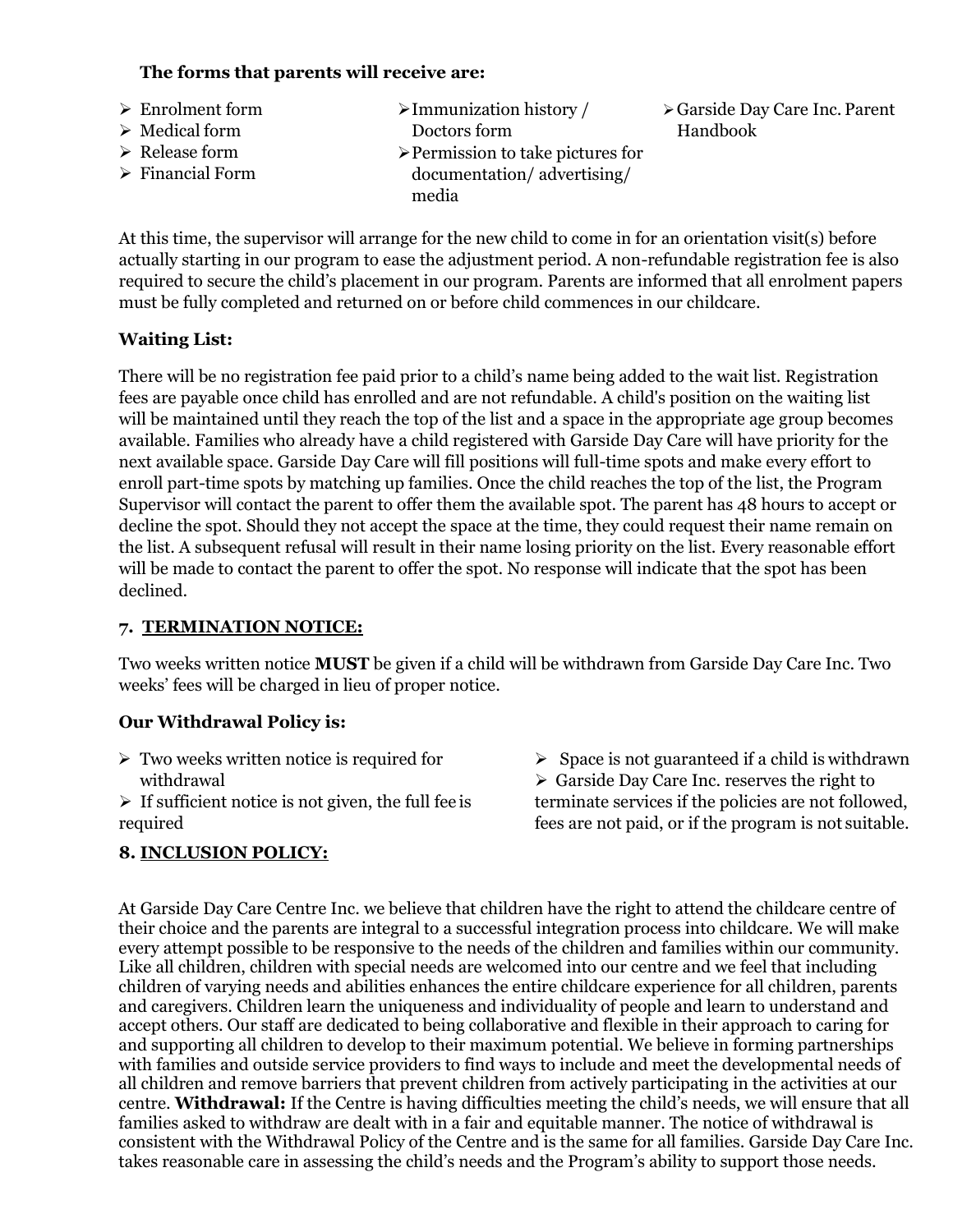**The forms that parents will receive are:**

- Enrolment form
- Medical form
- Release form
- Financial Form
- Immunization history / Doctors form
- Permission to take pictures for documentation/ advertising/ media
- Garside Day Care Inc. Parent Handbook

At this time, the supervisor will arrange for the new child to come in for an orientation visit(s) before actually starting in our program to ease the adjustment period. A non-refundable registration fee is also required to secure the child's placement in our program. Parents are informed that all enrolment papers must be fully completed and returned on or before child commences in our childcare.

**Waiting List:**

There will be no registration fee paid prior to a child's name being added to the wait list. Registration fees are payable once child has enrolled and are not refundable. A child's position on the waiting list will be maintained until they reach the top of the list and a space in the appropriate age group becomes available. Families who already have a child registered with Garside Day Care will have priority for the next available space. Garside Day Care will fill positions will full-time spots and make every effort to enroll part-time spots by matching up families. Once the child reaches the top of the list, the Program Supervisor will contact the parent to offer them the available spot. The parent has 48 hours to accept or decline the spot. Should they not accept the space at the time, they could request their name remain on the list. A subsequent refusal will result in their name losing priority on the list. Every reasonable effort will be made to contact the parent to offer the spot. No response will indicate that the spot has been declined.

## 7. TERMINATION NOTICE:

Two weeks written notice **MUST** be given if a child will be withdrawn from Garside Day Care Inc. Two weeks' fees will be charged in lieu of proper notice.

**Our Withdrawal Policy is:**

- Two weeks written notice is required for withdrawal
- If sufficient notice is not given, the full fee is required
- Space is not guaranteed if a child is withdrawn
- Garside Day Care Inc. reserves the right to terminate services if the policies are not followed, fees are not paid, or if the program is not suitable.

## 8. INCLUSION POLICY:

At Garside Day Care Centre Inc. we believe that children have the right to attend the childcare centre of their choice and the parents are integral to a successful integration process into childcare. We will make every attempt possible to be responsive to the needs of the children and families within our community. Like all children, children with special needs are welcomed into our centre and we feel that including children of varying needs and abilities enhances the entire childcare experience for all children, parents and caregivers. Children learn the uniqueness and individuality of people and learn to understand and accept others. Our staff are dedicated to being collaborative and flexible in their approach to caring for and supporting all children to develop to their maximum potential. We believe in forming partnerships with families and outside service providers to find ways to include and meet the developmental needs of all children and remove barriers that prevent children from actively participating in the activities at our centre. **Withdrawal:** If the Centre is having difficulties meeting the child's needs, we will ensure that all families asked to withdraw are dealt with in a fair and equitable manner. The notice of withdrawal is consistent with the Withdrawal Policy of the Centre and is the same for all families. Garside Day Care Inc. takes reasonable care in assessing the child's needs and the Program's ability to support those needs.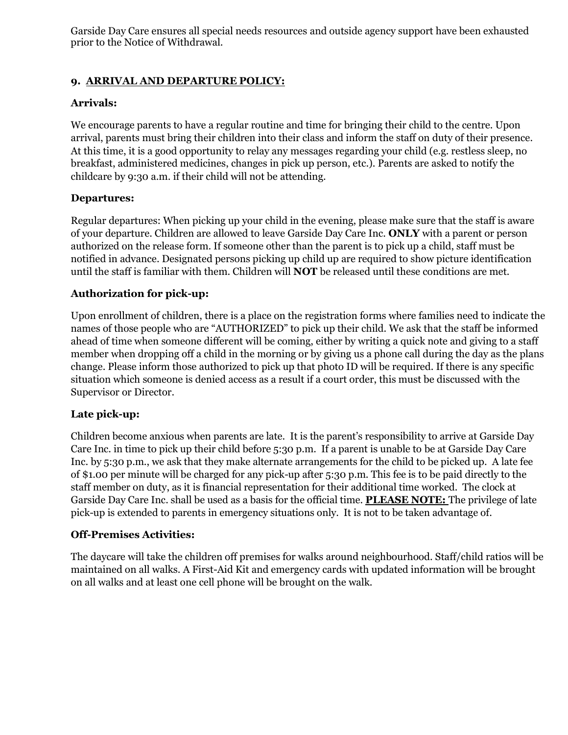Garside Day Care ensures all special needs resources and outside agency support have been exhausted prior to the Notice of Withdrawal.

## 9. ARRIVAL AND DEPARTURE POLICY:

### Arrivals:

We encourage parents to have a regular routine and time for bringing their child to the centre. Upon arrival, parents must bring their children into their class and inform the staff on duty of their presence. At this time, it is a good opportunity to relay any messages regarding your child (e.g. restless sleep, no breakfast, administered medicines, changes in pick up person, etc.). Parents are asked to notify the childcare by 9:30 a.m. if their child will not be attending.

### Departures:

Regular departures: When picking up your child in the evening, please make sure that the staff is aware of your departure. Children are allowed to leave Garside Day Care Inc. **ONLY** with a parent or person authorized on the release form. If someone other than the parent is to pick up a child, staff must be notified in advance. Designated persons picking up child up are required to show picture identification until the staff is familiar with them. Children will **NOT** be released until these conditions are met.

### Authorization for pick-up:

Upon enrollment of children, there is a place on the registration forms where families need to indicate the names of those people who are "AUTHORIZED" to pick up their child. We ask that the staff be informed ahead of time when someone different will be coming, either by writing a quick note and giving to a staff member when dropping off a child in the morning or by giving us a phone call during the day as the plans change. Please inform those authorized to pick up that photo ID will be required. If there is any specific situation which someone is denied access as a result if a court order, this must be discussed with the Supervisor or Director.

### Late pick-up:

Children become anxious when parents are late. It is the parent's responsibility to arrive at Garside Day Care Inc. in time to pick up their child before 5:30 p.m. If a parent is unable to be at Garside Day Care Inc. by 5:30 p.m., we ask that they make alternate arrangements for the child to be picked up. A late fee of $1.00 per minute will be charged for any pick-up after 5:30 p.m. This fee is to be paid directly to the staff member on duty, as it is financial representation for their additional time worked. The clock at Garside Day Care Inc. shall be used as a basis for the official time. **PLEASE NOTE:** The privilege of late pick-up is extended to parents in emergency situations only. It is not to be taken advantage of.

### Off-Premises Activities:

The daycare will take the children off premises for walks around neighbourhood. Staff/child ratios will be maintained on all walks. A First-Aid Kit and emergency cards with updated information will be brought on all walks and at least one cell phone will be brought on the walk.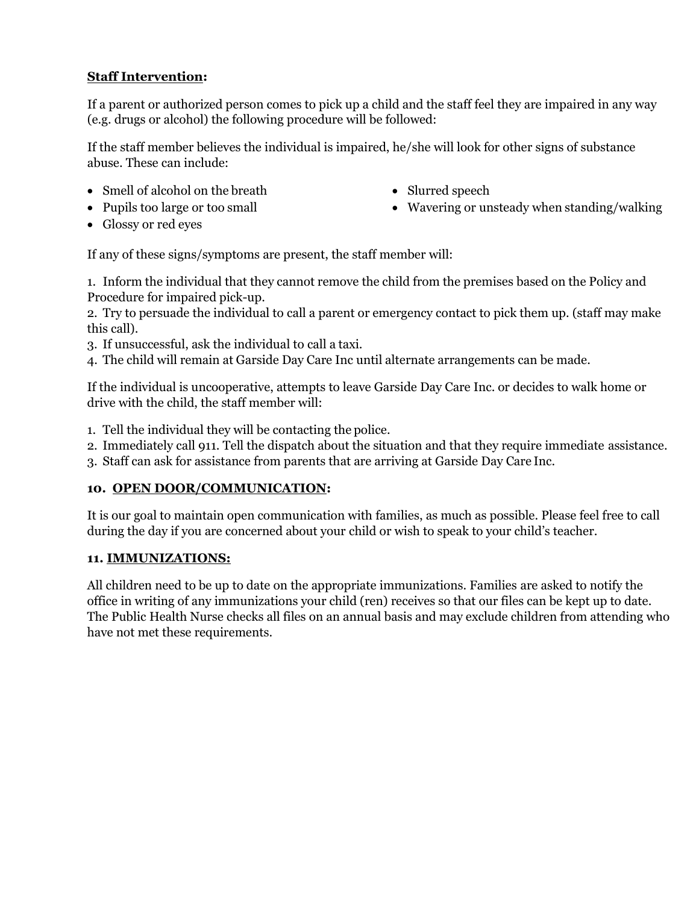**Staff Intervention:**

If a parent or authorized person comes to pick up a child and the staff feel they are impaired in any way (e.g. drugs or alcohol) the following procedure will be followed:

If the staff member believes the individual is impaired, he/she will look for other signs of substance abuse. These can include:

- Smell of alcohol on the breath
- Pupils too large or too small
- Glossy or red eyes
- Slurred speech
- Wavering or unsteady when standing/walking

If any of these signs/symptoms are present, the staff member will:

1. Inform the individual that they cannot remove the child from the premises based on the Policy and Procedure for impaired pick-up.
2. Try to persuade the individual to call a parent or emergency contact to pick them up. (staff may make this call).
3. If unsuccessful, ask the individual to call a taxi.
4. The child will remain at Garside Day Care Inc until alternate arrangements can be made.

If the individual is uncooperative, attempts to leave Garside Day Care Inc. or decides to walk home or drive with the child, the staff member will:

1. Tell the individual they will be contacting the police.
2. Immediately call 911. Tell the dispatch about the situation and that they require immediate assistance.
3. Staff can ask for assistance from parents that are arriving at Garside Day Care Inc.

### 10. OPEN DOOR/COMMUNICATION:

It is our goal to maintain open communication with families, as much as possible. Please feel free to call during the day if you are concerned about your child or wish to speak to your child's teacher.

### 11. IMMUNIZATIONS:

All children need to be up to date on the appropriate immunizations. Families are asked to notify the office in writing of any immunizations your child (ren) receives so that our files can be kept up to date. The Public Health Nurse checks all files on an annual basis and may exclude children from attending who have not met these requirements.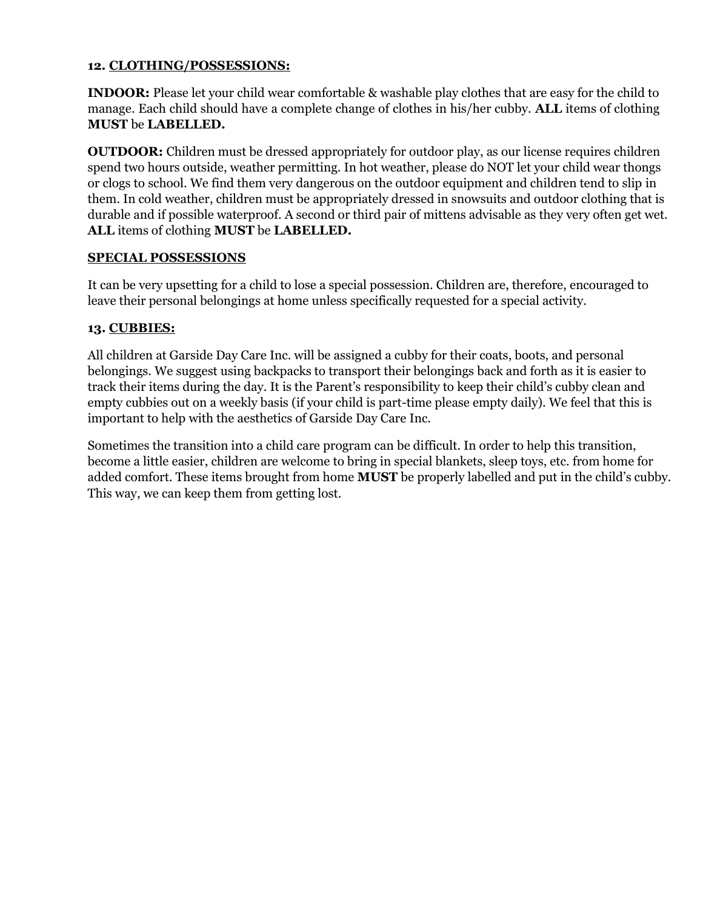**12. CLOTHING/POSSESSIONS:**

**INDOOR:** Please let your child wear comfortable & washable play clothes that are easy for the child to manage. Each child should have a complete change of clothes in his/her cubby. **ALL** items of clothing **MUST** be **LABELLED.**

**OUTDOOR:** Children must be dressed appropriately for outdoor play, as our license requires children spend two hours outside, weather permitting. In hot weather, please do NOT let your child wear thongs or clogs to school. We find them very dangerous on the outdoor equipment and children tend to slip in them. In cold weather, children must be appropriately dressed in snowsuits and outdoor clothing that is durable and if possible waterproof. A second or third pair of mittens advisable as they very often get wet. **ALL** items of clothing **MUST** be **LABELLED.**

**SPECIAL POSSESSIONS**

It can be very upsetting for a child to lose a special possession. Children are, therefore, encouraged to leave their personal belongings at home unless specifically requested for a special activity.

**13. CUBBIES:**

All children at Garside Day Care Inc. will be assigned a cubby for their coats, boots, and personal belongings. We suggest using backpacks to transport their belongings back and forth as it is easier to track their items during the day. It is the Parent's responsibility to keep their child's cubby clean and empty cubbies out on a weekly basis (if your child is part-time please empty daily). We feel that this is important to help with the aesthetics of Garside Day Care Inc.

Sometimes the transition into a child care program can be difficult. In order to help this transition, become a little easier, children are welcome to bring in special blankets, sleep toys, etc. from home for added comfort. These items brought from home **MUST** be properly labelled and put in the child's cubby. This way, we can keep them from getting lost.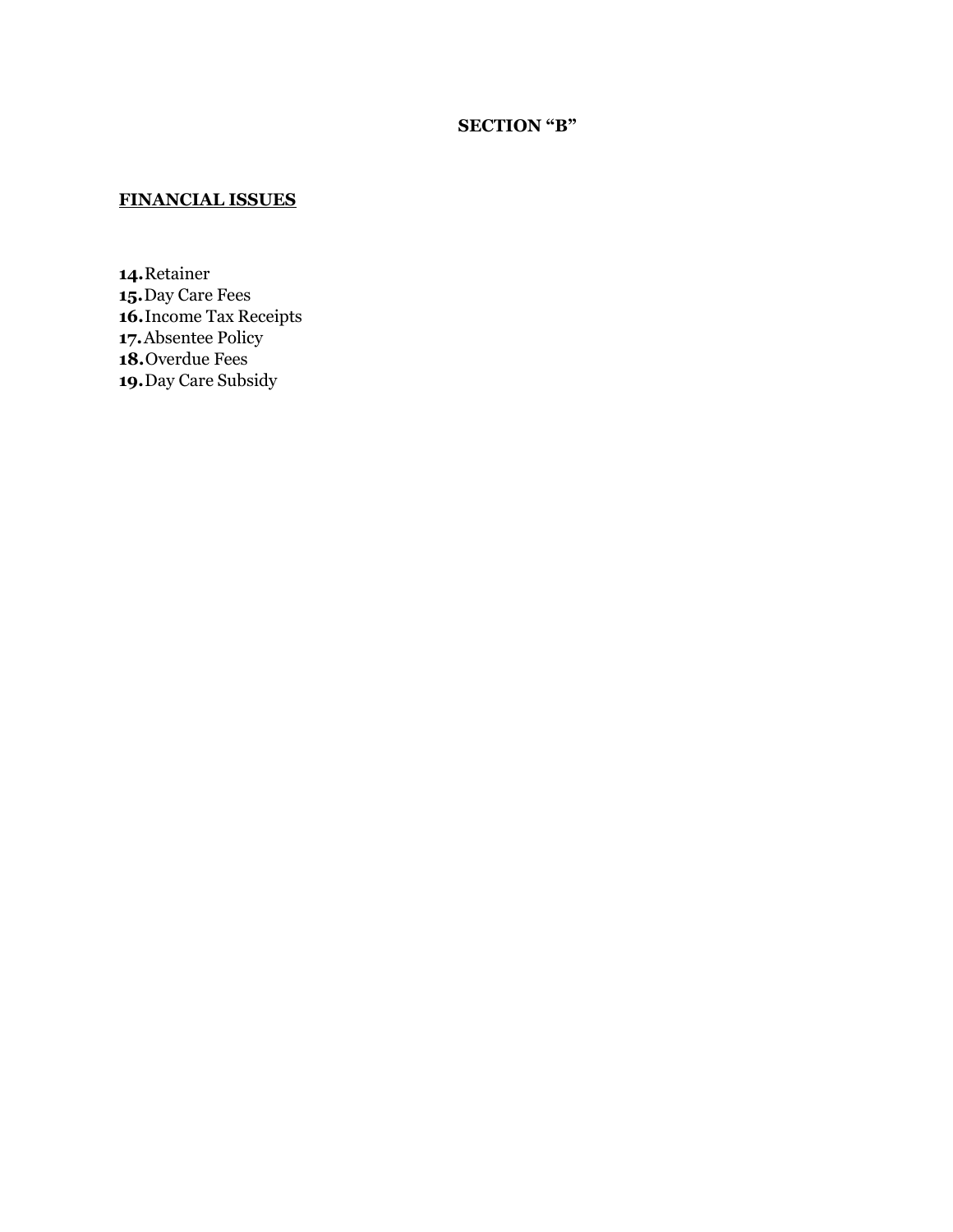## SECTION "B"

**FINANCIAL ISSUES**

**14.** Retainer
**15.** Day Care Fees
**16.** Income Tax Receipts
**17.** Absentee Policy
**18.** Overdue Fees
**19.** Day Care Subsidy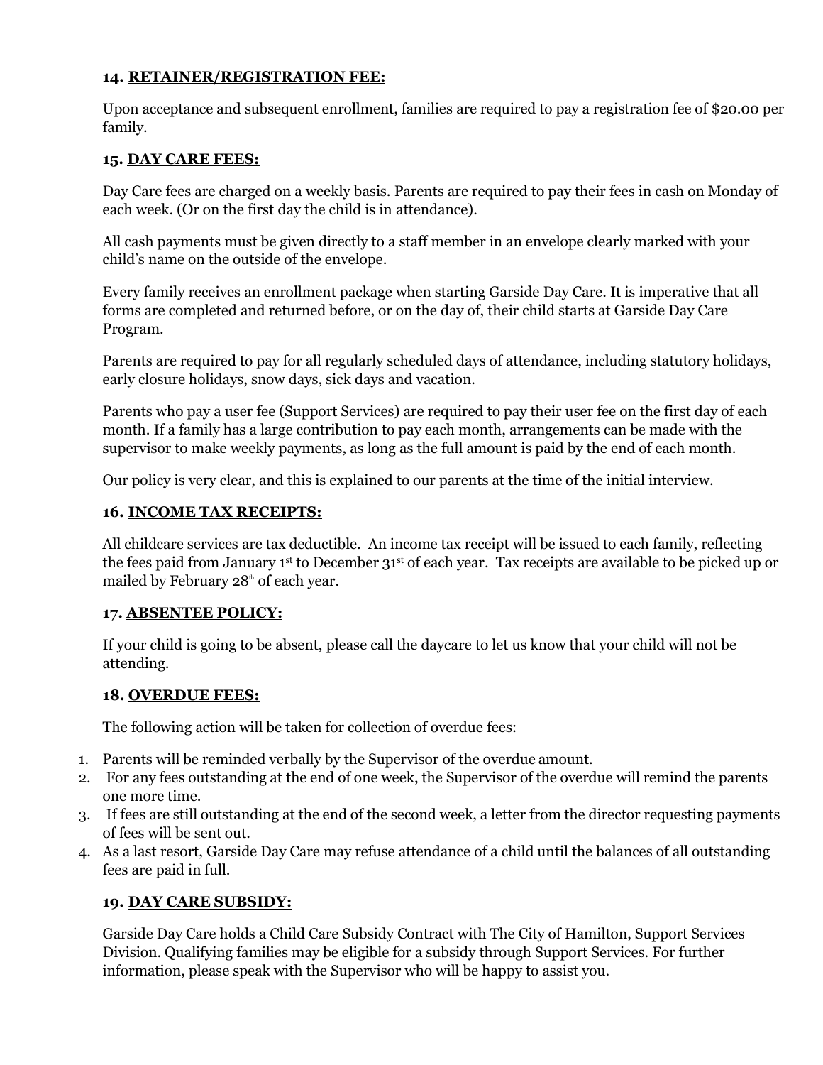### 14. **RETAINER/REGISTRATION FEE:**

Upon acceptance and subsequent enrollment, families are required to pay a registration fee of $20.00 per family.

### 15. **DAY CARE FEES:**

Day Care fees are charged on a weekly basis. Parents are required to pay their fees in cash on Monday of each week. (Or on the first day the child is in attendance).

All cash payments must be given directly to a staff member in an envelope clearly marked with your child's name on the outside of the envelope.

Every family receives an enrollment package when starting Garside Day Care. It is imperative that all forms are completed and returned before, or on the day of, their child starts at Garside Day Care Program.

Parents are required to pay for all regularly scheduled days of attendance, including statutory holidays, early closure holidays, snow days, sick days and vacation.

Parents who pay a user fee (Support Services) are required to pay their user fee on the first day of each month. If a family has a large contribution to pay each month, arrangements can be made with the supervisor to make weekly payments, as long as the full amount is paid by the end of each month.

Our policy is very clear, and this is explained to our parents at the time of the initial interview.

### 16. **INCOME TAX RECEIPTS:**

All childcare services are tax deductible. An income tax receipt will be issued to each family, reflecting the fees paid from January 1st to December 31st of each year. Tax receipts are available to be picked up or mailed by February 28th of each year.

### 17. **ABSENTEE POLICY:**

If your child is going to be absent, please call the daycare to let us know that your child will not be attending.

### 18. **OVERDUE FEES:**

The following action will be taken for collection of overdue fees:

1. Parents will be reminded verbally by the Supervisor of the overdue amount.
2. For any fees outstanding at the end of one week, the Supervisor of the overdue will remind the parents one more time.
3. If fees are still outstanding at the end of the second week, a letter from the director requesting payments of fees will be sent out.
4. As a last resort, Garside Day Care may refuse attendance of a child until the balances of all outstanding fees are paid in full.

### 19. **DAY CARE SUBSIDY:**

Garside Day Care holds a Child Care Subsidy Contract with The City of Hamilton, Support Services Division. Qualifying families may be eligible for a subsidy through Support Services. For further information, please speak with the Supervisor who will be happy to assist you.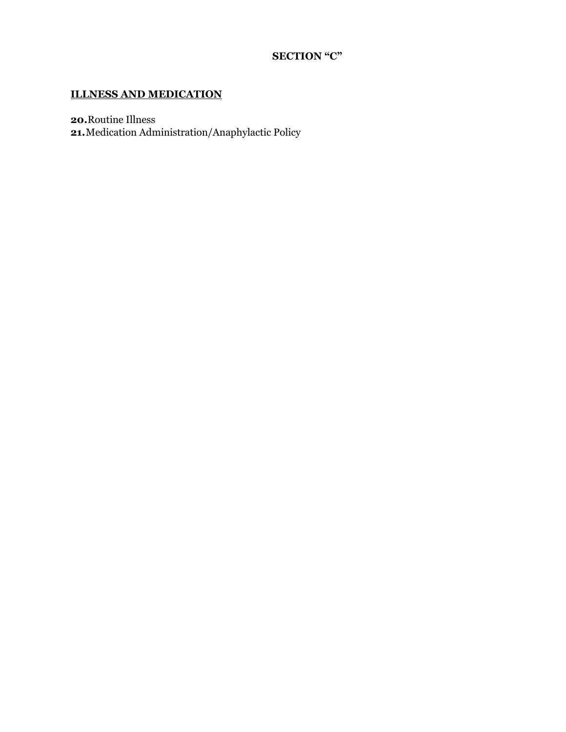# SECTION "C"

## ILLNESS AND MEDICATION

**20.** Routine Illness
**21.** Medication Administration/Anaphylactic Policy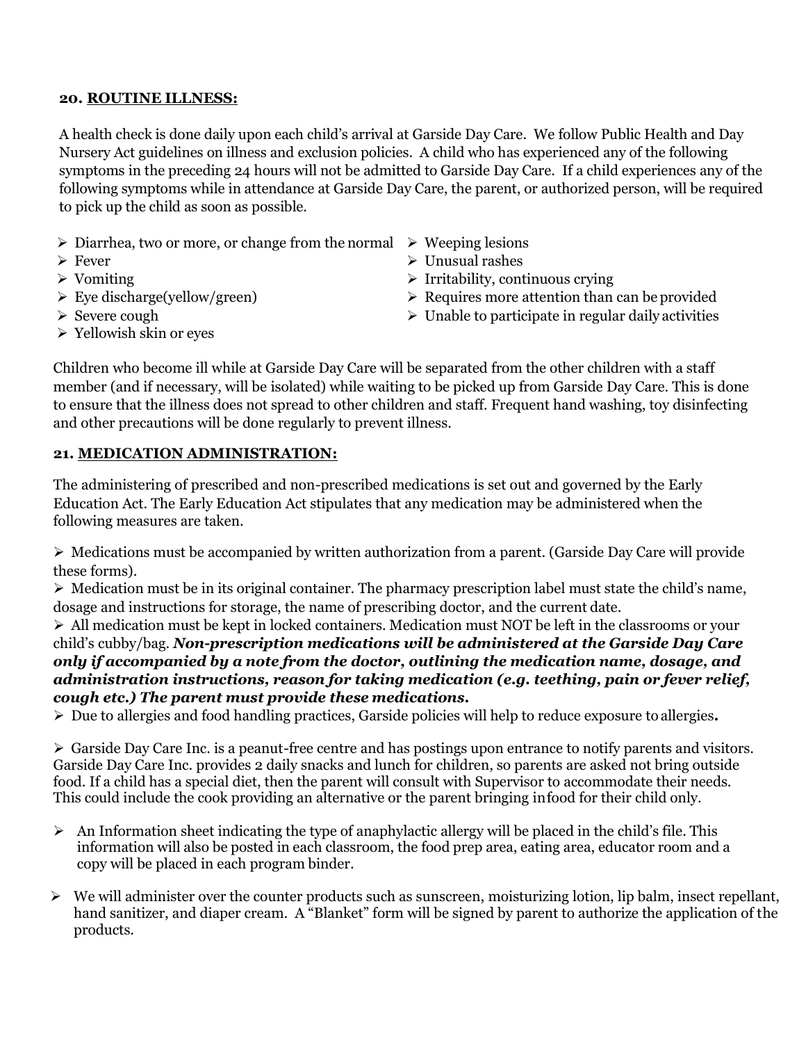## 20. ROUTINE ILLNESS:

A health check is done daily upon each child's arrival at Garside Day Care. We follow Public Health and Day Nursery Act guidelines on illness and exclusion policies. A child who has experienced any of the following symptoms in the preceding 24 hours will not be admitted to Garside Day Care. If a child experiences any of the following symptoms while in attendance at Garside Day Care, the parent, or authorized person, will be required to pick up the child as soon as possible.

- Diarrhea, two or more, or change from the normal
- Fever
- Vomiting
- Eye discharge(yellow/green)
- Severe cough
- Yellowish skin or eyes
- Weeping lesions
- Unusual rashes
- Irritability, continuous crying
- Requires more attention than can be provided
- Unable to participate in regular daily activities

Children who become ill while at Garside Day Care will be separated from the other children with a staff member (and if necessary, will be isolated) while waiting to be picked up from Garside Day Care. This is done to ensure that the illness does not spread to other children and staff. Frequent hand washing, toy disinfecting and other precautions will be done regularly to prevent illness.

## 21. MEDICATION ADMINISTRATION:

The administering of prescribed and non-prescribed medications is set out and governed by the Early Education Act. The Early Education Act stipulates that any medication may be administered when the following measures are taken.

- Medications must be accompanied by written authorization from a parent. (Garside Day Care will provide these forms).
- Medication must be in its original container. The pharmacy prescription label must state the child's name, dosage and instructions for storage, the name of prescribing doctor, and the current date.
- All medication must be kept in locked containers. Medication must NOT be left in the classrooms or your child's cubby/bag. ***Non-prescription medications will be administered at the Garside Day Care only if accompanied by a note from the doctor, outlining the medication name, dosage, and administration instructions, reason for taking medication (e.g. teething, pain or fever relief, cough etc.) The parent must provide these medications.***
- Due to allergies and food handling practices, Garside policies will help to reduce exposure to allergies**.**
- Garside Day Care Inc. is a peanut-free centre and has postings upon entrance to notify parents and visitors. Garside Day Care Inc. provides 2 daily snacks and lunch for children, so parents are asked not bring outside food. If a child has a special diet, then the parent will consult with Supervisor to accommodate their needs. This could include the cook providing an alternative or the parent bringing infood for their child only.
- An Information sheet indicating the type of anaphylactic allergy will be placed in the child's file. This information will also be posted in each classroom, the food prep area, eating area, educator room and a copy will be placed in each program binder.
- We will administer over the counter products such as sunscreen, moisturizing lotion, lip balm, insect repellant, hand sanitizer, and diaper cream. A "Blanket" form will be signed by parent to authorize the application of the products.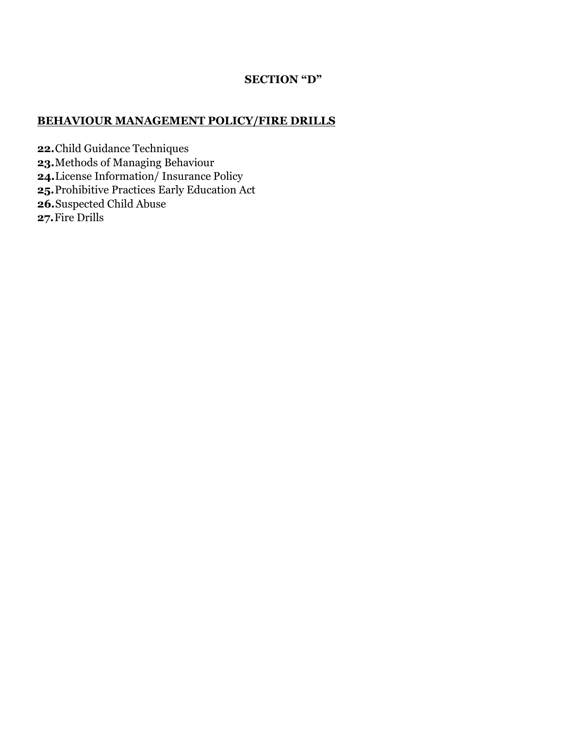# SECTION "D"

## BEHAVIOUR MANAGEMENT POLICY/FIRE DRILLS

**22.** Child Guidance Techniques
**23.** Methods of Managing Behaviour
**24.** License Information/ Insurance Policy
**25.** Prohibitive Practices Early Education Act
**26.** Suspected Child Abuse
**27.** Fire Drills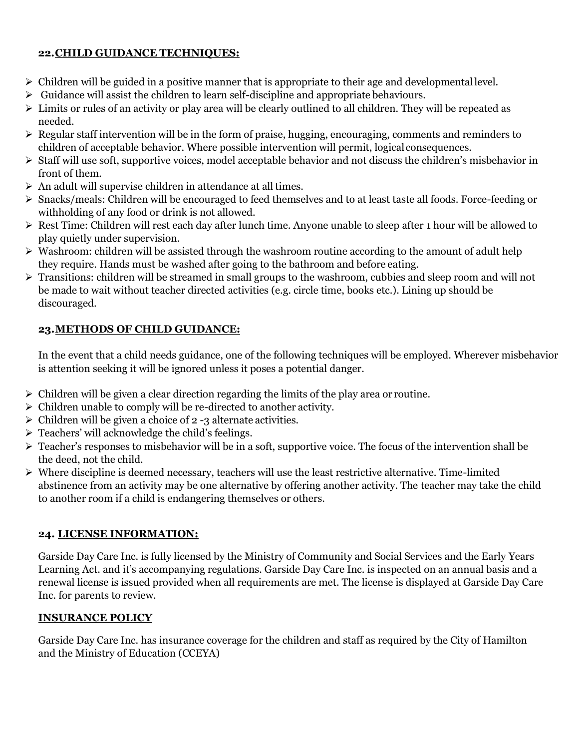## 22. CHILD GUIDANCE TECHNIQUES:

- Children will be guided in a positive manner that is appropriate to their age and developmental level.
- Guidance will assist the children to learn self-discipline and appropriate behaviours.
- Limits or rules of an activity or play area will be clearly outlined to all children. They will be repeated as needed.
- Regular staff intervention will be in the form of praise, hugging, encouraging, comments and reminders to children of acceptable behavior. Where possible intervention will permit, logical consequences.
- Staff will use soft, supportive voices, model acceptable behavior and not discuss the children's misbehavior in front of them.
- An adult will supervise children in attendance at all times.
- Snacks/meals: Children will be encouraged to feed themselves and to at least taste all foods. Force-feeding or withholding of any food or drink is not allowed.
- Rest Time: Children will rest each day after lunch time. Anyone unable to sleep after 1 hour will be allowed to play quietly under supervision.
- Washroom: children will be assisted through the washroom routine according to the amount of adult help they require. Hands must be washed after going to the bathroom and before eating.
- Transitions: children will be streamed in small groups to the washroom, cubbies and sleep room and will not be made to wait without teacher directed activities (e.g. circle time, books etc.). Lining up should be discouraged.

## 23. METHODS OF CHILD GUIDANCE:

In the event that a child needs guidance, one of the following techniques will be employed. Wherever misbehavior is attention seeking it will be ignored unless it poses a potential danger.

- Children will be given a clear direction regarding the limits of the play area or routine.
- Children unable to comply will be re-directed to another activity.
- Children will be given a choice of 2 -3 alternate activities.
- Teachers' will acknowledge the child's feelings.
- Teacher's responses to misbehavior will be in a soft, supportive voice. The focus of the intervention shall be the deed, not the child.
- Where discipline is deemed necessary, teachers will use the least restrictive alternative. Time-limited abstinence from an activity may be one alternative by offering another activity. The teacher may take the child to another room if a child is endangering themselves or others.

## 24. LICENSE INFORMATION:

Garside Day Care Inc. is fully licensed by the Ministry of Community and Social Services and the Early Years Learning Act. and it's accompanying regulations. Garside Day Care Inc. is inspected on an annual basis and a renewal license is issued provided when all requirements are met. The license is displayed at Garside Day Care Inc. for parents to review.

## INSURANCE POLICY

Garside Day Care Inc. has insurance coverage for the children and staff as required by the City of Hamilton and the Ministry of Education (CCEYA)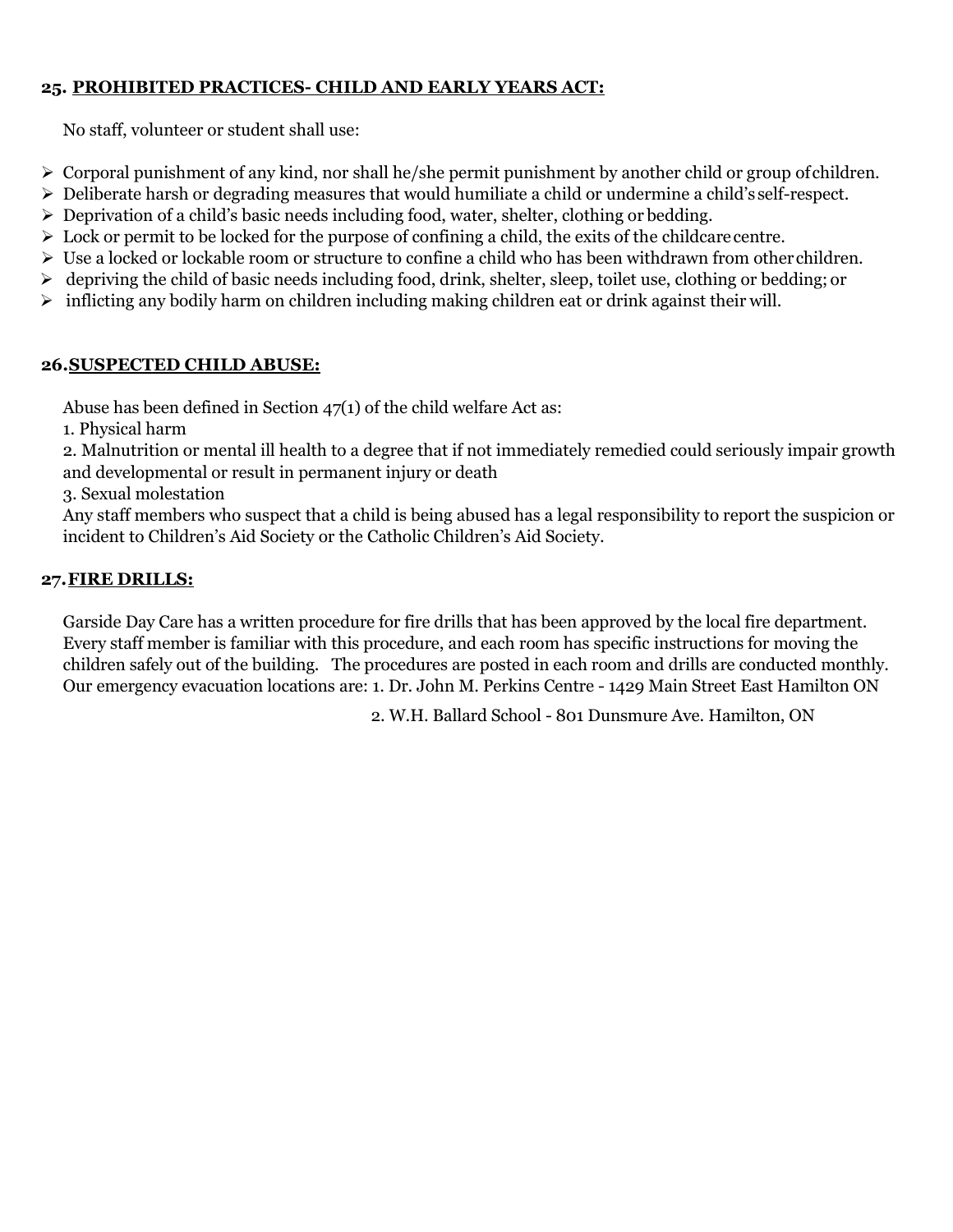## 25. PROHIBITED PRACTICES- CHILD AND EARLY YEARS ACT:

No staff, volunteer or student shall use:

- Corporal punishment of any kind, nor shall he/she permit punishment by another child or group of children.
- Deliberate harsh or degrading measures that would humiliate a child or undermine a child's self-respect.
- Deprivation of a child's basic needs including food, water, shelter, clothing or bedding.
- Lock or permit to be locked for the purpose of confining a child, the exits of the childcare centre.
- Use a locked or lockable room or structure to confine a child who has been withdrawn from other children.
- depriving the child of basic needs including food, drink, shelter, sleep, toilet use, clothing or bedding; or
- inflicting any bodily harm on children including making children eat or drink against their will.

## 26. SUSPECTED CHILD ABUSE:

Abuse has been defined in Section 47(1) of the child welfare Act as:

1. Physical harm
2. Malnutrition or mental ill health to a degree that if not immediately remedied could seriously impair growth and developmental or result in permanent injury or death
3. Sexual molestation

Any staff members who suspect that a child is being abused has a legal responsibility to report the suspicion or incident to Children's Aid Society or the Catholic Children's Aid Society.

## 27. FIRE DRILLS:

Garside Day Care has a written procedure for fire drills that has been approved by the local fire department. Every staff member is familiar with this procedure, and each room has specific instructions for moving the children safely out of the building. The procedures are posted in each room and drills are conducted monthly. Our emergency evacuation locations are: 1. Dr. John M. Perkins Centre - 1429 Main Street East Hamilton ON

2. W.H. Ballard School - 801 Dunsmure Ave. Hamilton, ON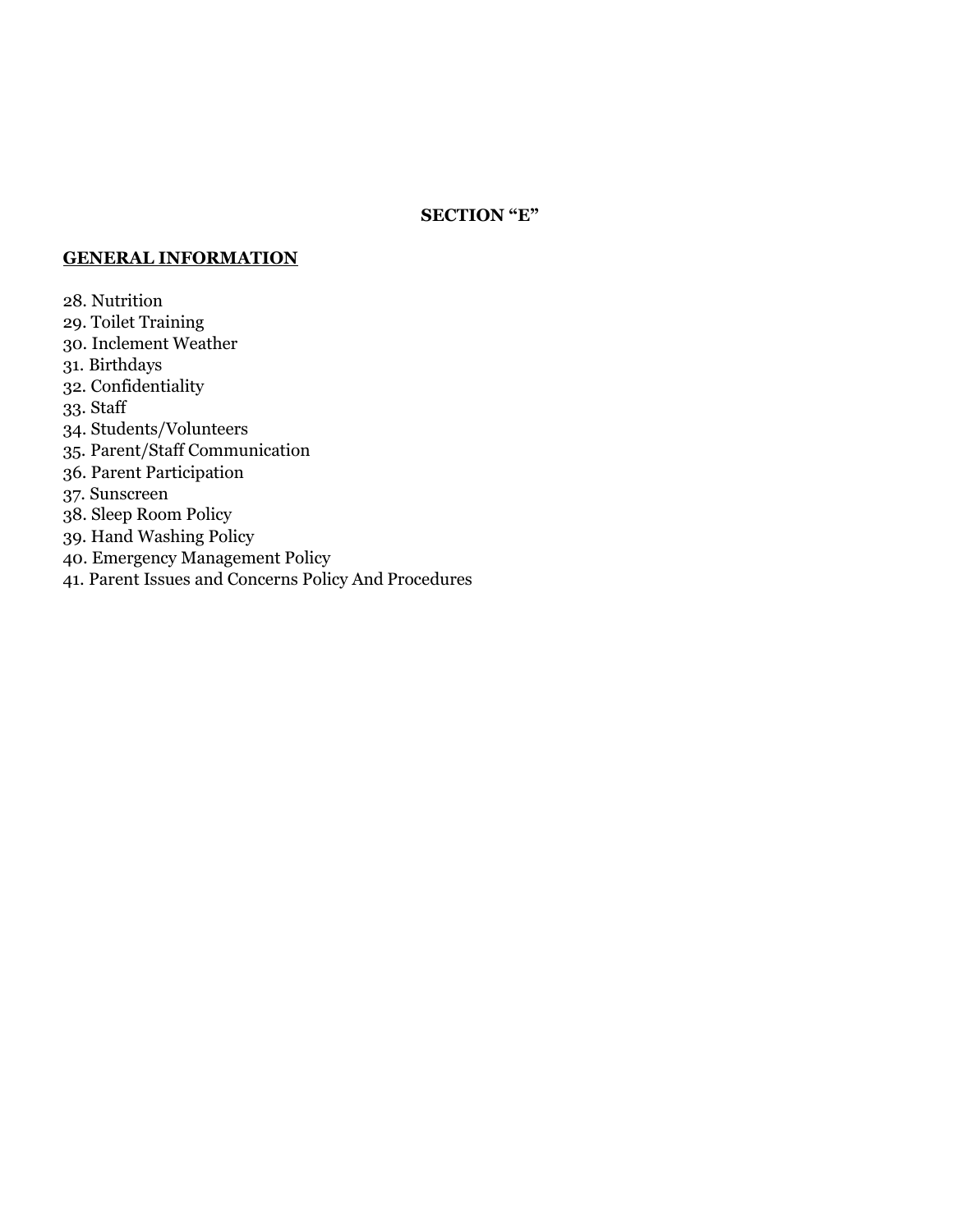**SECTION "E"**

**GENERAL INFORMATION**

28. Nutrition
29. Toilet Training
30. Inclement Weather
31. Birthdays
32. Confidentiality
33. Staff
34. Students/Volunteers
35. Parent/Staff Communication
36. Parent Participation
37. Sunscreen
38. Sleep Room Policy
39. Hand Washing Policy
40. Emergency Management Policy
41. Parent Issues and Concerns Policy And Procedures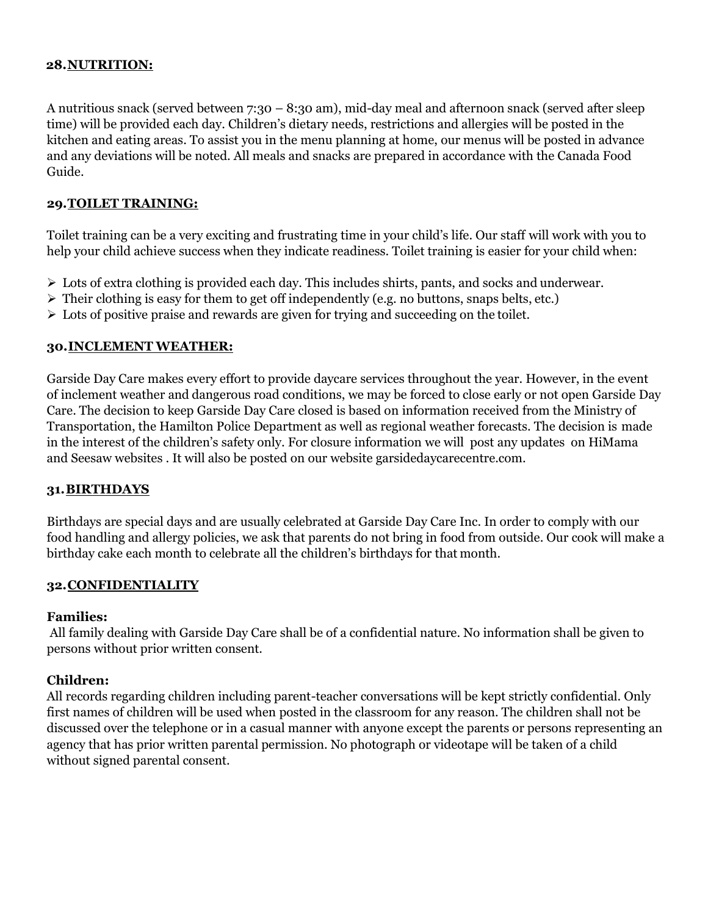## 28. NUTRITION:

A nutritious snack (served between 7:30 – 8:30 am), mid-day meal and afternoon snack (served after sleep time) will be provided each day. Children's dietary needs, restrictions and allergies will be posted in the kitchen and eating areas. To assist you in the menu planning at home, our menus will be posted in advance and any deviations will be noted. All meals and snacks are prepared in accordance with the Canada Food Guide.

## 29. TOILET TRAINING:

Toilet training can be a very exciting and frustrating time in your child's life. Our staff will work with you to help your child achieve success when they indicate readiness. Toilet training is easier for your child when:

- Lots of extra clothing is provided each day. This includes shirts, pants, and socks and underwear.
- Their clothing is easy for them to get off independently (e.g. no buttons, snaps belts, etc.)
- Lots of positive praise and rewards are given for trying and succeeding on the toilet.

## 30. INCLEMENT WEATHER:

Garside Day Care makes every effort to provide daycare services throughout the year. However, in the event of inclement weather and dangerous road conditions, we may be forced to close early or not open Garside Day Care. The decision to keep Garside Day Care closed is based on information received from the Ministry of Transportation, the Hamilton Police Department as well as regional weather forecasts. The decision is made in the interest of the children's safety only. For closure information we will post any updates on HiMama and Seesaw websites . It will also be posted on our website garsidedaycarecentre.com.

## 31. BIRTHDAYS

Birthdays are special days and are usually celebrated at Garside Day Care Inc. In order to comply with our food handling and allergy policies, we ask that parents do not bring in food from outside. Our cook will make a birthday cake each month to celebrate all the children's birthdays for that month.

## 32. CONFIDENTIALITY

**Families:**

All family dealing with Garside Day Care shall be of a confidential nature. No information shall be given to persons without prior written consent.

**Children:**

All records regarding children including parent-teacher conversations will be kept strictly confidential. Only first names of children will be used when posted in the classroom for any reason. The children shall not be discussed over the telephone or in a casual manner with anyone except the parents or persons representing an agency that has prior written parental permission. No photograph or videotape will be taken of a child without signed parental consent.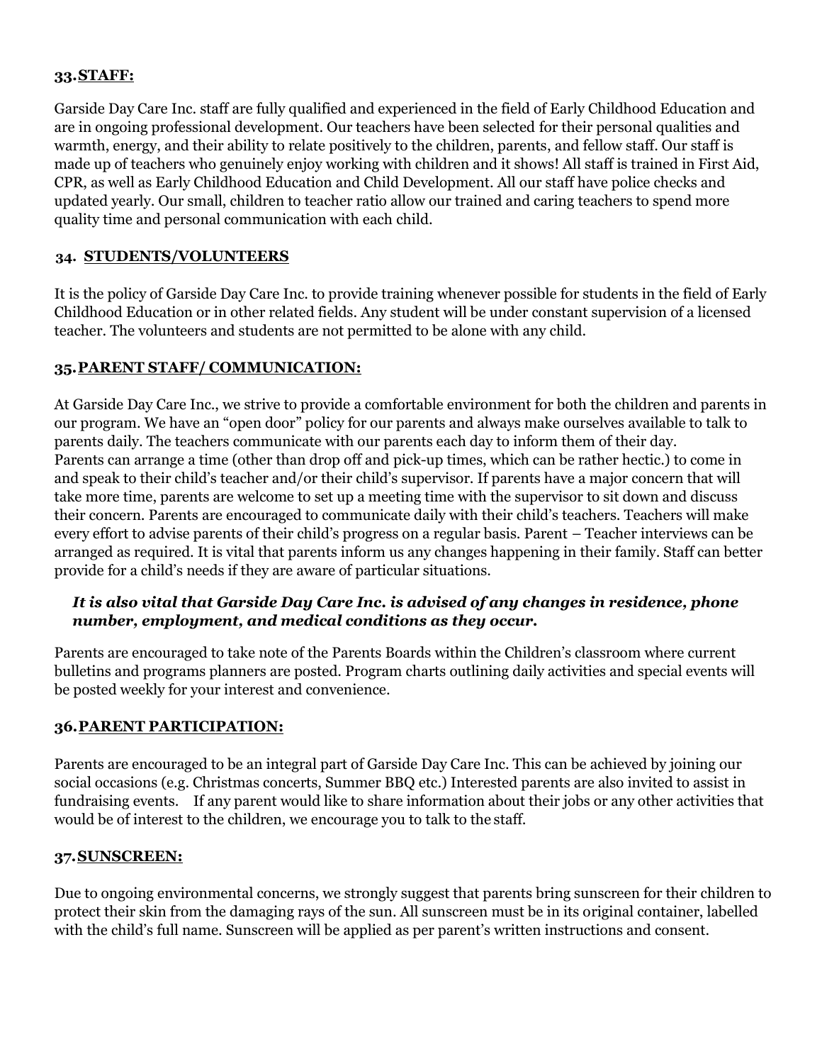### 33. STAFF:

Garside Day Care Inc. staff are fully qualified and experienced in the field of Early Childhood Education and are in ongoing professional development. Our teachers have been selected for their personal qualities and warmth, energy, and their ability to relate positively to the children, parents, and fellow staff. Our staff is made up of teachers who genuinely enjoy working with children and it shows! All staff is trained in First Aid, CPR, as well as Early Childhood Education and Child Development. All our staff have police checks and updated yearly. Our small, children to teacher ratio allow our trained and caring teachers to spend more quality time and personal communication with each child.

### 34. STUDENTS/VOLUNTEERS

It is the policy of Garside Day Care Inc. to provide training whenever possible for students in the field of Early Childhood Education or in other related fields. Any student will be under constant supervision of a licensed teacher. The volunteers and students are not permitted to be alone with any child.

### 35. PARENT STAFF/ COMMUNICATION:

At Garside Day Care Inc., we strive to provide a comfortable environment for both the children and parents in our program. We have an "open door" policy for our parents and always make ourselves available to talk to parents daily. The teachers communicate with our parents each day to inform them of their day.
Parents can arrange a time (other than drop off and pick-up times, which can be rather hectic.) to come in and speak to their child's teacher and/or their child's supervisor. If parents have a major concern that will take more time, parents are welcome to set up a meeting time with the supervisor to sit down and discuss their concern. Parents are encouraged to communicate daily with their child's teachers. Teachers will make every effort to advise parents of their child's progress on a regular basis. Parent – Teacher interviews can be arranged as required. It is vital that parents inform us any changes happening in their family. Staff can better provide for a child's needs if they are aware of particular situations.

***It is also vital that Garside Day Care Inc. is advised of any changes in residence, phone number, employment, and medical conditions as they occur.***

Parents are encouraged to take note of the Parents Boards within the Children's classroom where current bulletins and programs planners are posted. Program charts outlining daily activities and special events will be posted weekly for your interest and convenience.

### 36. PARENT PARTICIPATION:

Parents are encouraged to be an integral part of Garside Day Care Inc. This can be achieved by joining our social occasions (e.g. Christmas concerts, Summer BBQ etc.) Interested parents are also invited to assist in fundraising events. If any parent would like to share information about their jobs or any other activities that would be of interest to the children, we encourage you to talk to the staff.

### 37. SUNSCREEN:

Due to ongoing environmental concerns, we strongly suggest that parents bring sunscreen for their children to protect their skin from the damaging rays of the sun. All sunscreen must be in its original container, labelled with the child's full name. Sunscreen will be applied as per parent's written instructions and consent.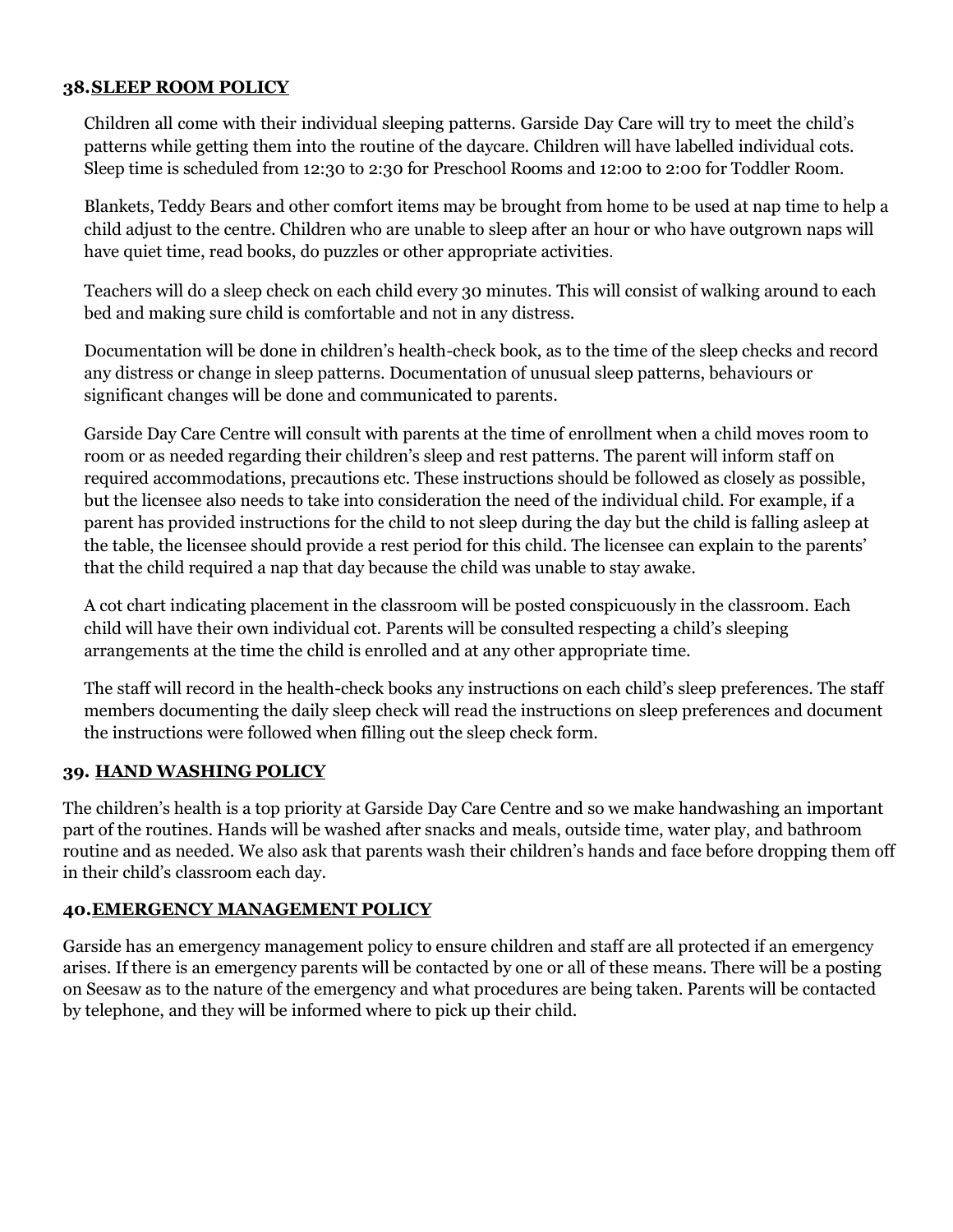## 38. SLEEP ROOM POLICY

Children all come with their individual sleeping patterns. Garside Day Care will try to meet the child's patterns while getting them into the routine of the daycare. Children will have labelled individual cots. Sleep time is scheduled from 12:30 to 2:30 for Preschool Rooms and 12:00 to 2:00 for Toddler Room.

Blankets, Teddy Bears and other comfort items may be brought from home to be used at nap time to help a child adjust to the centre. Children who are unable to sleep after an hour or who have outgrown naps will have quiet time, read books, do puzzles or other appropriate activities.

Teachers will do a sleep check on each child every 30 minutes. This will consist of walking around to each bed and making sure child is comfortable and not in any distress.

Documentation will be done in children's health-check book, as to the time of the sleep checks and record any distress or change in sleep patterns. Documentation of unusual sleep patterns, behaviours or significant changes will be done and communicated to parents.

Garside Day Care Centre will consult with parents at the time of enrollment when a child moves room to room or as needed regarding their children's sleep and rest patterns. The parent will inform staff on required accommodations, precautions etc. These instructions should be followed as closely as possible, but the licensee also needs to take into consideration the need of the individual child. For example, if a parent has provided instructions for the child to not sleep during the day but the child is falling asleep at the table, the licensee should provide a rest period for this child. The licensee can explain to the parents' that the child required a nap that day because the child was unable to stay awake.

A cot chart indicating placement in the classroom will be posted conspicuously in the classroom. Each child will have their own individual cot. Parents will be consulted respecting a child's sleeping arrangements at the time the child is enrolled and at any other appropriate time.

The staff will record in the health-check books any instructions on each child's sleep preferences. The staff members documenting the daily sleep check will read the instructions on sleep preferences and document the instructions were followed when filling out the sleep check form.

## 39. HAND WASHING POLICY

The children's health is a top priority at Garside Day Care Centre and so we make handwashing an important part of the routines. Hands will be washed after snacks and meals, outside time, water play, and bathroom routine and as needed. We also ask that parents wash their children's hands and face before dropping them off in their child's classroom each day.

## 40. EMERGENCY MANAGEMENT POLICY

Garside has an emergency management policy to ensure children and staff are all protected if an emergency arises. If there is an emergency parents will be contacted by one or all of these means. There will be a posting on Seesaw as to the nature of the emergency and what procedures are being taken. Parents will be contacted by telephone, and they will be informed where to pick up their child.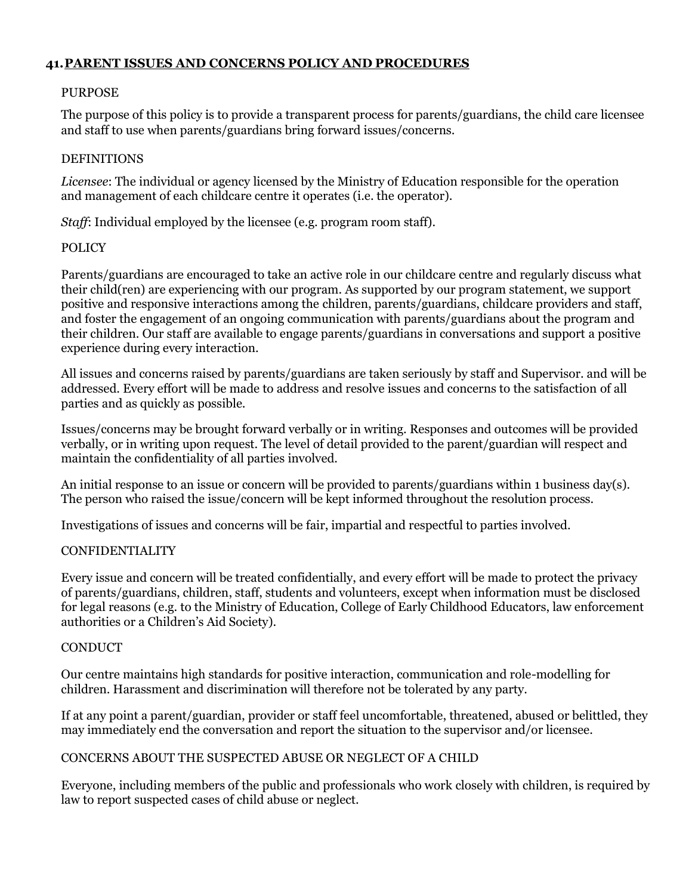## 41. PARENT ISSUES AND CONCERNS POLICY AND PROCEDURES

PURPOSE

The purpose of this policy is to provide a transparent process for parents/guardians, the child care licensee and staff to use when parents/guardians bring forward issues/concerns.

DEFINITIONS

*Licensee*: The individual or agency licensed by the Ministry of Education responsible for the operation and management of each childcare centre it operates (i.e. the operator).

*Staff*: Individual employed by the licensee (e.g. program room staff).

POLICY

Parents/guardians are encouraged to take an active role in our childcare centre and regularly discuss what their child(ren) are experiencing with our program. As supported by our program statement, we support positive and responsive interactions among the children, parents/guardians, childcare providers and staff, and foster the engagement of an ongoing communication with parents/guardians about the program and their children. Our staff are available to engage parents/guardians in conversations and support a positive experience during every interaction.

All issues and concerns raised by parents/guardians are taken seriously by staff and Supervisor. and will be addressed. Every effort will be made to address and resolve issues and concerns to the satisfaction of all parties and as quickly as possible.

Issues/concerns may be brought forward verbally or in writing. Responses and outcomes will be provided verbally, or in writing upon request. The level of detail provided to the parent/guardian will respect and maintain the confidentiality of all parties involved.

An initial response to an issue or concern will be provided to parents/guardians within 1 business day(s). The person who raised the issue/concern will be kept informed throughout the resolution process.

Investigations of issues and concerns will be fair, impartial and respectful to parties involved.

CONFIDENTIALITY

Every issue and concern will be treated confidentially, and every effort will be made to protect the privacy of parents/guardians, children, staff, students and volunteers, except when information must be disclosed for legal reasons (e.g. to the Ministry of Education, College of Early Childhood Educators, law enforcement authorities or a Children's Aid Society).

CONDUCT

Our centre maintains high standards for positive interaction, communication and role-modelling for children. Harassment and discrimination will therefore not be tolerated by any party.

If at any point a parent/guardian, provider or staff feel uncomfortable, threatened, abused or belittled, they may immediately end the conversation and report the situation to the supervisor and/or licensee.

CONCERNS ABOUT THE SUSPECTED ABUSE OR NEGLECT OF A CHILD

Everyone, including members of the public and professionals who work closely with children, is required by law to report suspected cases of child abuse or neglect.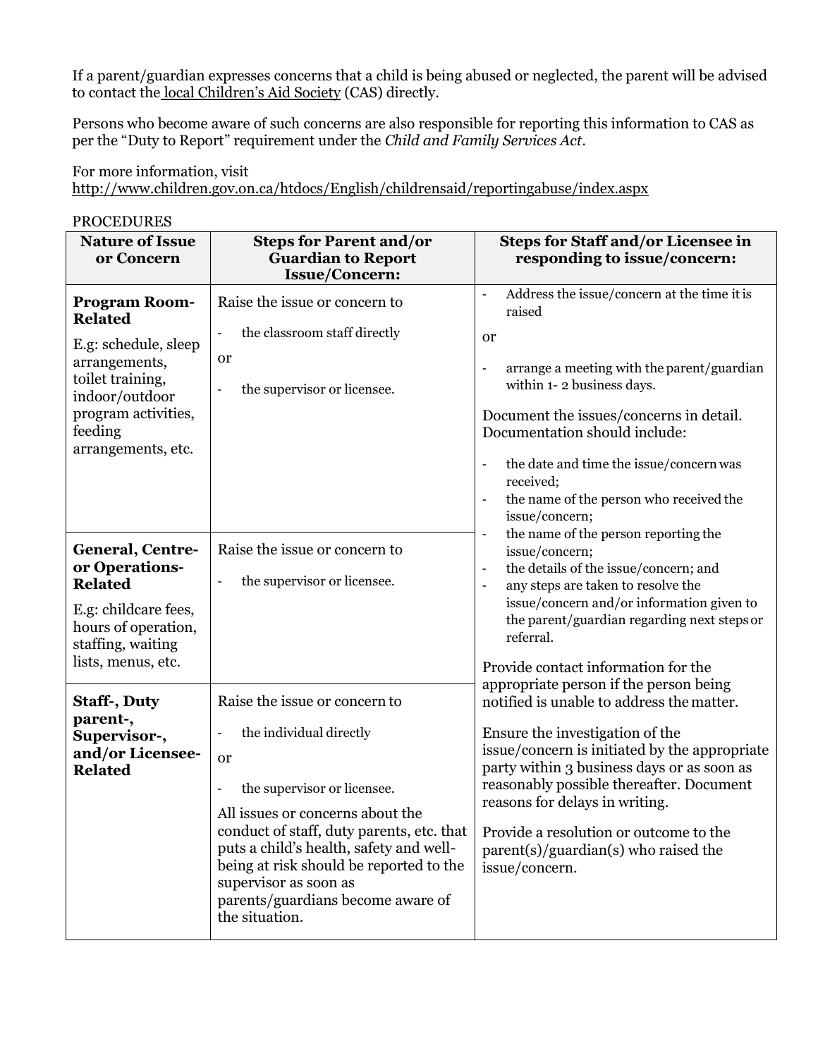If a parent/guardian expresses concerns that a child is being abused or neglected, the parent will be advised to contact the local Children's Aid Society (CAS) directly.

Persons who become aware of such concerns are also responsible for reporting this information to CAS as per the "Duty to Report" requirement under the *Child and Family Services Act*.

For more information, visit
http://www.children.gov.on.ca/htdocs/English/childrensaid/reportingabuse/index.aspx

PROCEDURES

| Nature of Issue or Concern | Steps for Parent and/or Guardian to Report Issue/Concern: | Steps for Staff and/or Licensee in responding to issue/concern: |
|---|---|---|
| **Program Room-Related**<br><br>E.g: schedule, sleep arrangements, toilet training, indoor/outdoor program activities, feeding arrangements, etc. | Raise the issue or concern to<br>- the classroom staff directly<br>or<br>- the supervisor or licensee. | - Address the issue/concern at the time it is raised<br>or<br>- arrange a meeting with the parent/guardian within 1- 2 business days.<br><br>Document the issues/concerns in detail. Documentation should include:<br>- the date and time the issue/concern was received;<br>- the name of the person who received the issue/concern;<br>- the name of the person reporting the issue/concern;<br>- the details of the issue/concern; and<br>- any steps are taken to resolve the issue/concern and/or information given to the parent/guardian regarding next steps or referral.<br><br>Provide contact information for the appropriate person if the person being notified is unable to address the matter.<br><br>Ensure the investigation of the issue/concern is initiated by the appropriate party within 3 business days or as soon as reasonably possible thereafter. Document reasons for delays in writing.<br><br>Provide a resolution or outcome to the parent(s)/guardian(s) who raised the issue/concern. |
| **General, Centre- or Operations-Related**<br><br>E.g: childcare fees, hours of operation, staffing, waiting lists, menus, etc. | Raise the issue or concern to<br>- the supervisor or licensee. | |
| **Staff-, Duty parent-, Supervisor-, and/or Licensee-Related** | Raise the issue or concern to<br>- the individual directly<br>or<br>- the supervisor or licensee.<br><br>All issues or concerns about the conduct of staff, duty parents, etc. that puts a child's health, safety and well-being at risk should be reported to the supervisor as soon as parents/guardians become aware of the situation. | |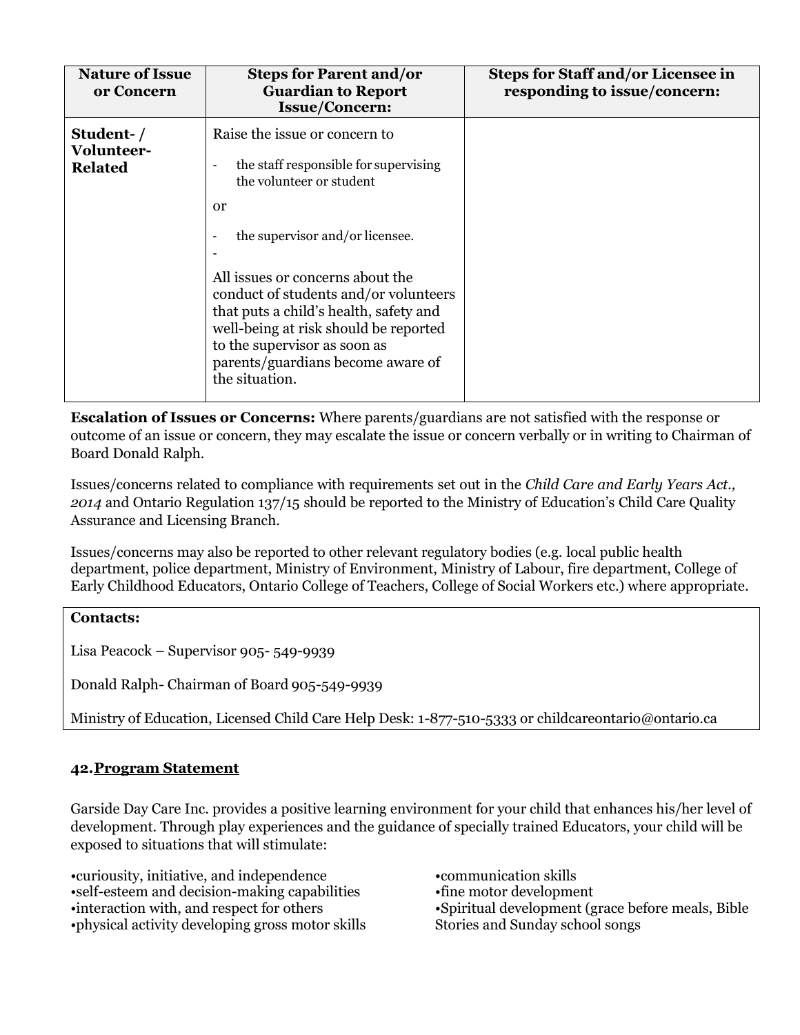| Nature of Issue or Concern | Steps for Parent and/or Guardian to Report Issue/Concern: | Steps for Staff and/or Licensee in responding to issue/concern: |
|---|---|---|
| **Student- / Volunteer-Related** | Raise the issue or concern to<br>- the staff responsible for supervising the volunteer or student<br>or<br>- the supervisor and/or licensee.<br>-<br>All issues or concerns about the conduct of students and/or volunteers that puts a child's health, safety and well-being at risk should be reported to the supervisor as soon as parents/guardians become aware of the situation. | |

**Escalation of Issues or Concerns:** Where parents/guardians are not satisfied with the response or outcome of an issue or concern, they may escalate the issue or concern verbally or in writing to Chairman of Board Donald Ralph.

Issues/concerns related to compliance with requirements set out in the *Child Care and Early Years Act., 2014* and Ontario Regulation 137/15 should be reported to the Ministry of Education's Child Care Quality Assurance and Licensing Branch.

Issues/concerns may also be reported to other relevant regulatory bodies (e.g. local public health department, police department, Ministry of Environment, Ministry of Labour, fire department, College of Early Childhood Educators, Ontario College of Teachers, College of Social Workers etc.) where appropriate.

**Contacts:**

Lisa Peacock – Supervisor 905- 549-9939

Donald Ralph- Chairman of Board 905-549-9939

Ministry of Education, Licensed Child Care Help Desk: 1-877-510-5333 or childcareontario@ontario.ca

## 42. Program Statement

Garside Day Care Inc. provides a positive learning environment for your child that enhances his/her level of development. Through play experiences and the guidance of specially trained Educators, your child will be exposed to situations that will stimulate:

- •curiousity, initiative, and independence
- •self-esteem and decision-making capabilities
- •interaction with, and respect for others
- •physical activity developing gross motor skills
- •communication skills
- •fine motor development
- •Spiritual development (grace before meals, Bible Stories and Sunday school songs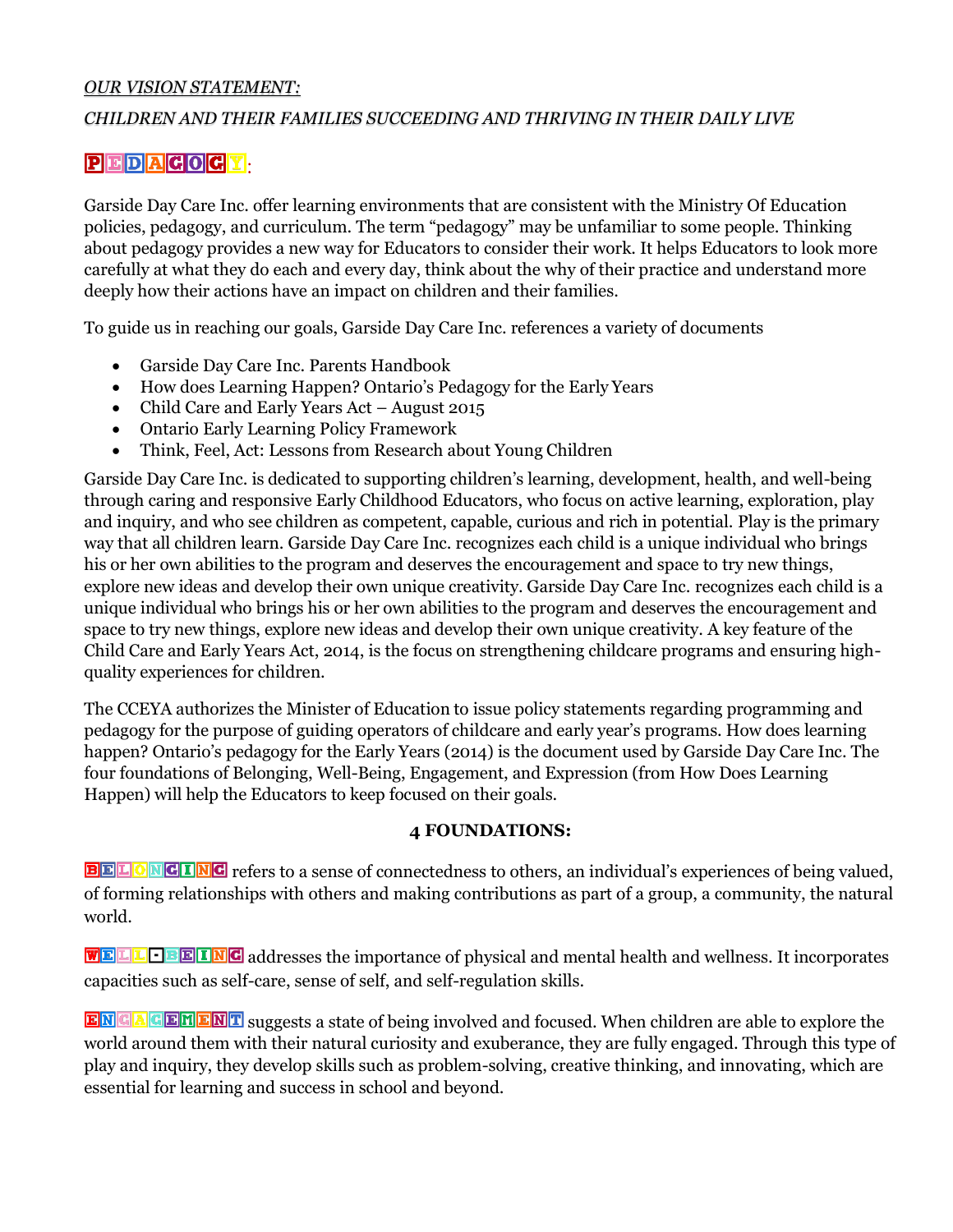*OUR VISION STATEMENT:*

*CHILDREN AND THEIR FAMILIES SUCCEEDING AND THRIVING IN THEIR DAILY LIVE*

## PEDAGOGY:

Garside Day Care Inc. offer learning environments that are consistent with the Ministry Of Education policies, pedagogy, and curriculum. The term "pedagogy" may be unfamiliar to some people. Thinking about pedagogy provides a new way for Educators to consider their work. It helps Educators to look more carefully at what they do each and every day, think about the why of their practice and understand more deeply how their actions have an impact on children and their families.

To guide us in reaching our goals, Garside Day Care Inc. references a variety of documents

- Garside Day Care Inc. Parents Handbook
- How does Learning Happen? Ontario's Pedagogy for the Early Years
- Child Care and Early Years Act – August 2015
- Ontario Early Learning Policy Framework
- Think, Feel, Act: Lessons from Research about Young Children

Garside Day Care Inc. is dedicated to supporting children's learning, development, health, and well-being through caring and responsive Early Childhood Educators, who focus on active learning, exploration, play and inquiry, and who see children as competent, capable, curious and rich in potential. Play is the primary way that all children learn. Garside Day Care Inc. recognizes each child is a unique individual who brings his or her own abilities to the program and deserves the encouragement and space to try new things, explore new ideas and develop their own unique creativity. Garside Day Care Inc. recognizes each child is a unique individual who brings his or her own abilities to the program and deserves the encouragement and space to try new things, explore new ideas and develop their own unique creativity. A key feature of the Child Care and Early Years Act, 2014, is the focus on strengthening childcare programs and ensuring high-quality experiences for children.

The CCEYA authorizes the Minister of Education to issue policy statements regarding programming and pedagogy for the purpose of guiding operators of childcare and early year's programs. How does learning happen? Ontario's pedagogy for the Early Years (2014) is the document used by Garside Day Care Inc. The four foundations of Belonging, Well-Being, Engagement, and Expression (from How Does Learning Happen) will help the Educators to keep focused on their goals.

**4 FOUNDATIONS:**

**BELONGING** refers to a sense of connectedness to others, an individual's experiences of being valued, of forming relationships with others and making contributions as part of a group, a community, the natural world.

**WELL-BEING** addresses the importance of physical and mental health and wellness. It incorporates capacities such as self-care, sense of self, and self-regulation skills.

**ENGAGEMENT** suggests a state of being involved and focused. When children are able to explore the world around them with their natural curiosity and exuberance, they are fully engaged. Through this type of play and inquiry, they develop skills such as problem-solving, creative thinking, and innovating, which are essential for learning and success in school and beyond.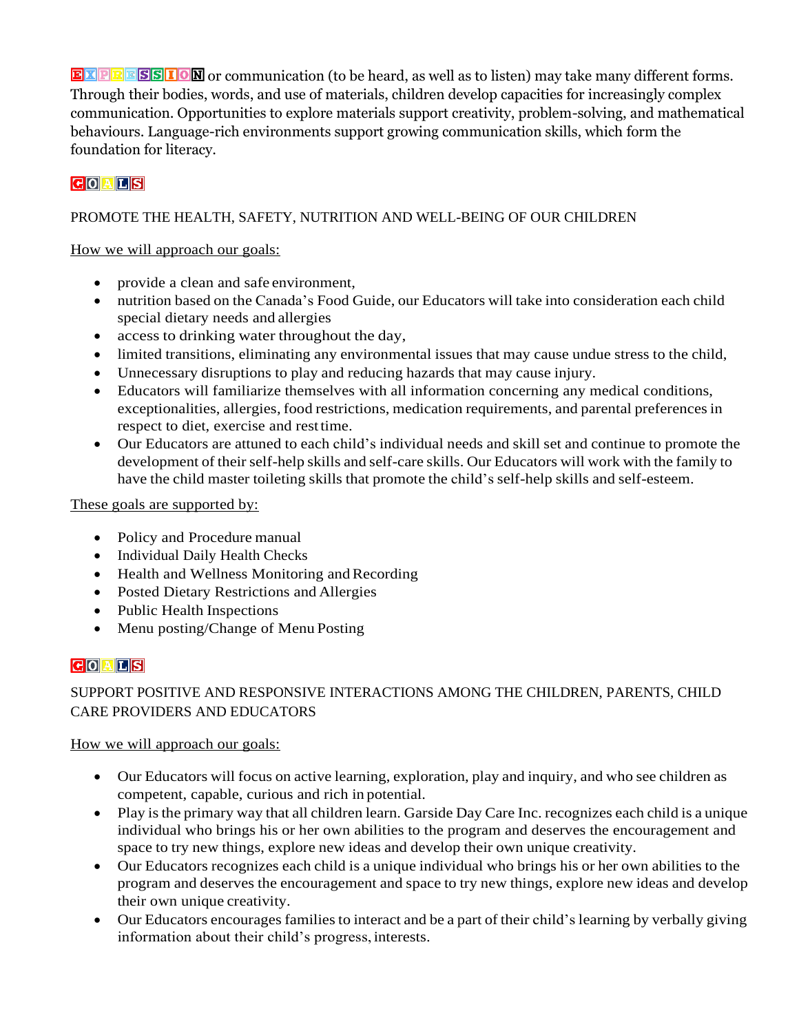**EXPRESSION** or communication (to be heard, as well as to listen) may take many different forms. Through their bodies, words, and use of materials, children develop capacities for increasingly complex communication. Opportunities to explore materials support creativity, problem-solving, and mathematical behaviours. Language-rich environments support growing communication skills, which form the foundation for literacy.

## GOALS

PROMOTE THE HEALTH, SAFETY, NUTRITION AND WELL-BEING OF OUR CHILDREN

How we will approach our goals:

- provide a clean and safe environment,
- nutrition based on the Canada's Food Guide, our Educators will take into consideration each child special dietary needs and allergies
- access to drinking water throughout the day,
- limited transitions, eliminating any environmental issues that may cause undue stress to the child,
- Unnecessary disruptions to play and reducing hazards that may cause injury.
- Educators will familiarize themselves with all information concerning any medical conditions, exceptionalities, allergies, food restrictions, medication requirements, and parental preferences in respect to diet, exercise and rest time.
- Our Educators are attuned to each child's individual needs and skill set and continue to promote the development of their self-help skills and self-care skills. Our Educators will work with the family to have the child master toileting skills that promote the child's self-help skills and self-esteem.

These goals are supported by:

- Policy and Procedure manual
- Individual Daily Health Checks
- Health and Wellness Monitoring and Recording
- Posted Dietary Restrictions and Allergies
- Public Health Inspections
- Menu posting/Change of Menu Posting

## GOALS

SUPPORT POSITIVE AND RESPONSIVE INTERACTIONS AMONG THE CHILDREN, PARENTS, CHILD CARE PROVIDERS AND EDUCATORS

How we will approach our goals:

- Our Educators will focus on active learning, exploration, play and inquiry, and who see children as competent, capable, curious and rich in potential.
- Play is the primary way that all children learn. Garside Day Care Inc. recognizes each child is a unique individual who brings his or her own abilities to the program and deserves the encouragement and space to try new things, explore new ideas and develop their own unique creativity.
- Our Educators recognizes each child is a unique individual who brings his or her own abilities to the program and deserves the encouragement and space to try new things, explore new ideas and develop their own unique creativity.
- Our Educators encourages families to interact and be a part of their child's learning by verbally giving information about their child's progress, interests.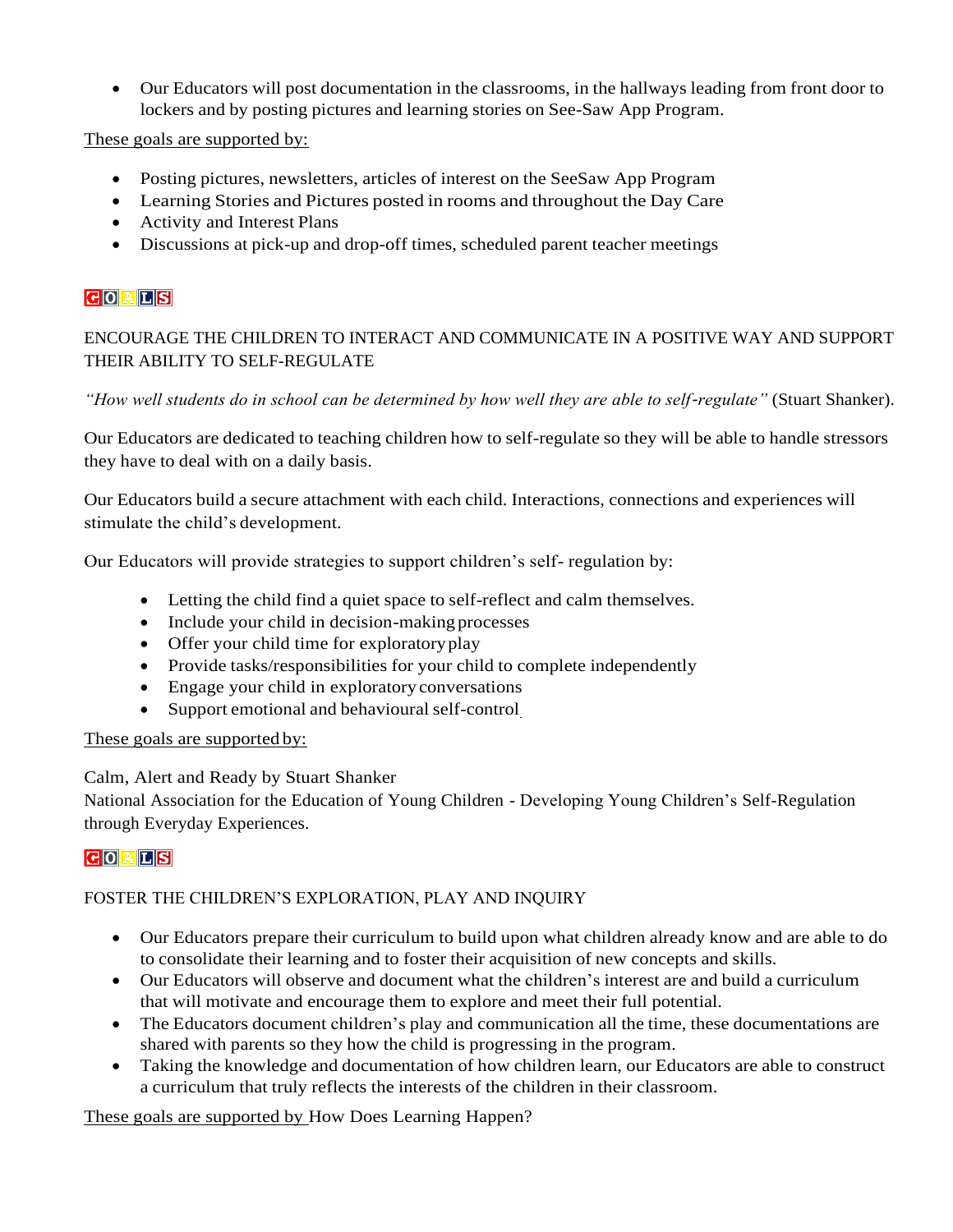- Our Educators will post documentation in the classrooms, in the hallways leading from front door to lockers and by posting pictures and learning stories on See-Saw App Program.

These goals are supported by:

- Posting pictures, newsletters, articles of interest on the SeeSaw App Program
- Learning Stories and Pictures posted in rooms and throughout the Day Care
- Activity and Interest Plans
- Discussions at pick-up and drop-off times, scheduled parent teacher meetings

## GOALS

ENCOURAGE THE CHILDREN TO INTERACT AND COMMUNICATE IN A POSITIVE WAY AND SUPPORT THEIR ABILITY TO SELF-REGULATE

*"How well students do in school can be determined by how well they are able to self-regulate"* (Stuart Shanker).

Our Educators are dedicated to teaching children how to self-regulate so they will be able to handle stressors they have to deal with on a daily basis.

Our Educators build a secure attachment with each child. Interactions, connections and experiences will stimulate the child's development.

Our Educators will provide strategies to support children's self- regulation by:

- Letting the child find a quiet space to self-reflect and calm themselves.
- Include your child in decision-making processes
- Offer your child time for exploratory play
- Provide tasks/responsibilities for your child to complete independently
- Engage your child in exploratory conversations
- Support emotional and behavioural self-control

These goals are supported by:

Calm, Alert and Ready by Stuart Shanker
National Association for the Education of Young Children - Developing Young Children's Self-Regulation through Everyday Experiences.

## GOALS

FOSTER THE CHILDREN'S EXPLORATION, PLAY AND INQUIRY

- Our Educators prepare their curriculum to build upon what children already know and are able to do to consolidate their learning and to foster their acquisition of new concepts and skills.
- Our Educators will observe and document what the children's interest are and build a curriculum that will motivate and encourage them to explore and meet their full potential.
- The Educators document children's play and communication all the time, these documentations are shared with parents so they how the child is progressing in the program.
- Taking the knowledge and documentation of how children learn, our Educators are able to construct a curriculum that truly reflects the interests of the children in their classroom.

These goals are supported by How Does Learning Happen?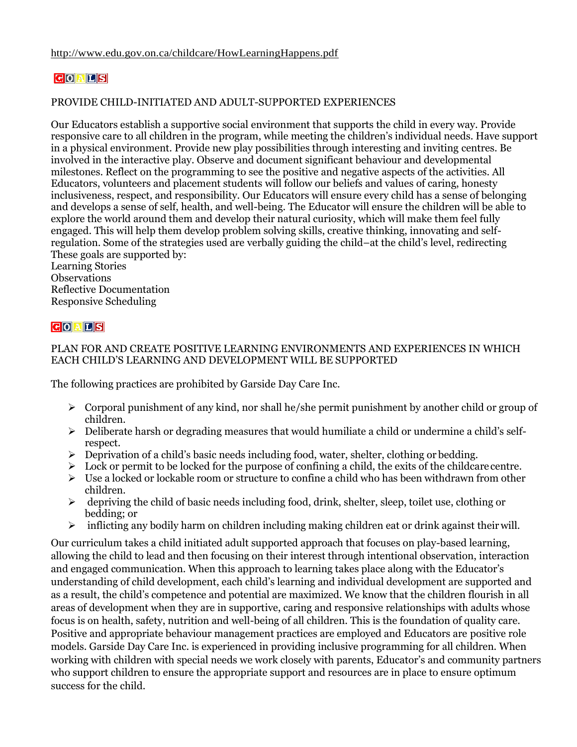http://www.edu.gov.on.ca/childcare/HowLearningHappens.pdf

GOALS

PROVIDE CHILD-INITIATED AND ADULT-SUPPORTED EXPERIENCES

Our Educators establish a supportive social environment that supports the child in every way. Provide responsive care to all children in the program, while meeting the children's individual needs. Have support in a physical environment. Provide new play possibilities through interesting and inviting centres. Be involved in the interactive play. Observe and document significant behaviour and developmental milestones. Reflect on the programming to see the positive and negative aspects of the activities. All Educators, volunteers and placement students will follow our beliefs and values of caring, honesty inclusiveness, respect, and responsibility. Our Educators will ensure every child has a sense of belonging and develops a sense of self, health, and well-being. The Educator will ensure the children will be able to explore the world around them and develop their natural curiosity, which will make them feel fully engaged. This will help them develop problem solving skills, creative thinking, innovating and self-regulation. Some of the strategies used are verbally guiding the child–at the child's level, redirecting These goals are supported by:
Learning Stories
Observations
Reflective Documentation
Responsive Scheduling

GOALS

PLAN FOR AND CREATE POSITIVE LEARNING ENVIRONMENTS AND EXPERIENCES IN WHICH EACH CHILD'S LEARNING AND DEVELOPMENT WILL BE SUPPORTED

The following practices are prohibited by Garside Day Care Inc.

- Corporal punishment of any kind, nor shall he/she permit punishment by another child or group of children.
- Deliberate harsh or degrading measures that would humiliate a child or undermine a child's self-respect.
- Deprivation of a child's basic needs including food, water, shelter, clothing or bedding.
- Lock or permit to be locked for the purpose of confining a child, the exits of the childcare centre.
- Use a locked or lockable room or structure to confine a child who has been withdrawn from other children.
- depriving the child of basic needs including food, drink, shelter, sleep, toilet use, clothing or bedding; or
- inflicting any bodily harm on children including making children eat or drink against their will.

Our curriculum takes a child initiated adult supported approach that focuses on play-based learning, allowing the child to lead and then focusing on their interest through intentional observation, interaction and engaged communication. When this approach to learning takes place along with the Educator's understanding of child development, each child's learning and individual development are supported and as a result, the child's competence and potential are maximized. We know that the children flourish in all areas of development when they are in supportive, caring and responsive relationships with adults whose focus is on health, safety, nutrition and well-being of all children. This is the foundation of quality care. Positive and appropriate behaviour management practices are employed and Educators are positive role models. Garside Day Care Inc. is experienced in providing inclusive programming for all children. When working with children with special needs we work closely with parents, Educator's and community partners who support children to ensure the appropriate support and resources are in place to ensure optimum success for the child.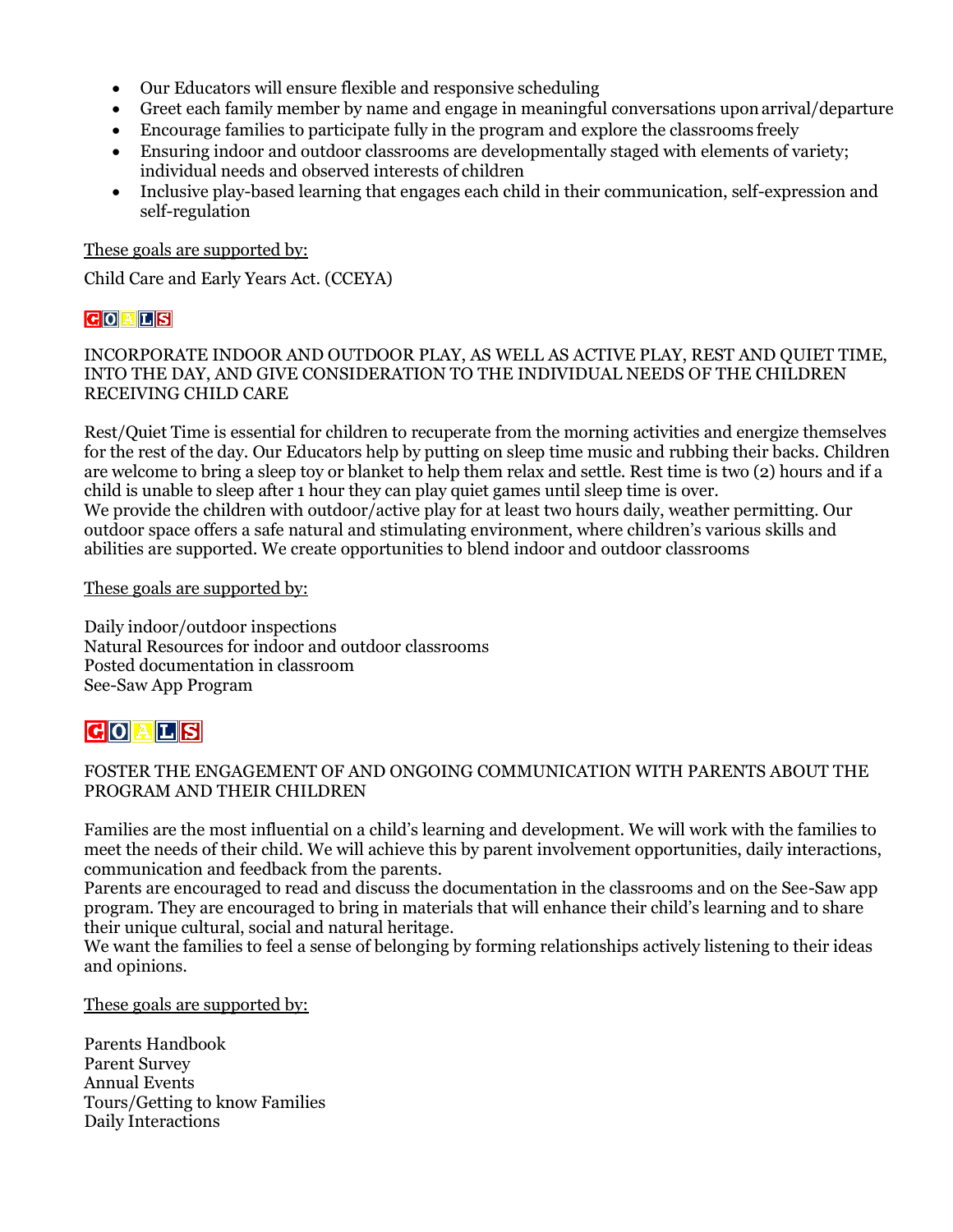- Our Educators will ensure flexible and responsive scheduling
- Greet each family member by name and engage in meaningful conversations upon arrival/departure
- Encourage families to participate fully in the program and explore the classrooms freely
- Ensuring indoor and outdoor classrooms are developmentally staged with elements of variety; individual needs and observed interests of children
- Inclusive play-based learning that engages each child in their communication, self-expression and self-regulation

These goals are supported by:

Child Care and Early Years Act. (CCEYA)

## GOALS

INCORPORATE INDOOR AND OUTDOOR PLAY, AS WELL AS ACTIVE PLAY, REST AND QUIET TIME, INTO THE DAY, AND GIVE CONSIDERATION TO THE INDIVIDUAL NEEDS OF THE CHILDREN RECEIVING CHILD CARE

Rest/Quiet Time is essential for children to recuperate from the morning activities and energize themselves for the rest of the day. Our Educators help by putting on sleep time music and rubbing their backs. Children are welcome to bring a sleep toy or blanket to help them relax and settle. Rest time is two (2) hours and if a child is unable to sleep after 1 hour they can play quiet games until sleep time is over.
We provide the children with outdoor/active play for at least two hours daily, weather permitting. Our outdoor space offers a safe natural and stimulating environment, where children's various skills and abilities are supported. We create opportunities to blend indoor and outdoor classrooms

These goals are supported by:

Daily indoor/outdoor inspections
Natural Resources for indoor and outdoor classrooms
Posted documentation in classroom
See-Saw App Program

## GOALS

FOSTER THE ENGAGEMENT OF AND ONGOING COMMUNICATION WITH PARENTS ABOUT THE PROGRAM AND THEIR CHILDREN

Families are the most influential on a child's learning and development. We will work with the families to meet the needs of their child. We will achieve this by parent involvement opportunities, daily interactions, communication and feedback from the parents.
Parents are encouraged to read and discuss the documentation in the classrooms and on the See-Saw app program. They are encouraged to bring in materials that will enhance their child's learning and to share their unique cultural, social and natural heritage.
We want the families to feel a sense of belonging by forming relationships actively listening to their ideas and opinions.

These goals are supported by:

Parents Handbook
Parent Survey
Annual Events
Tours/Getting to know Families
Daily Interactions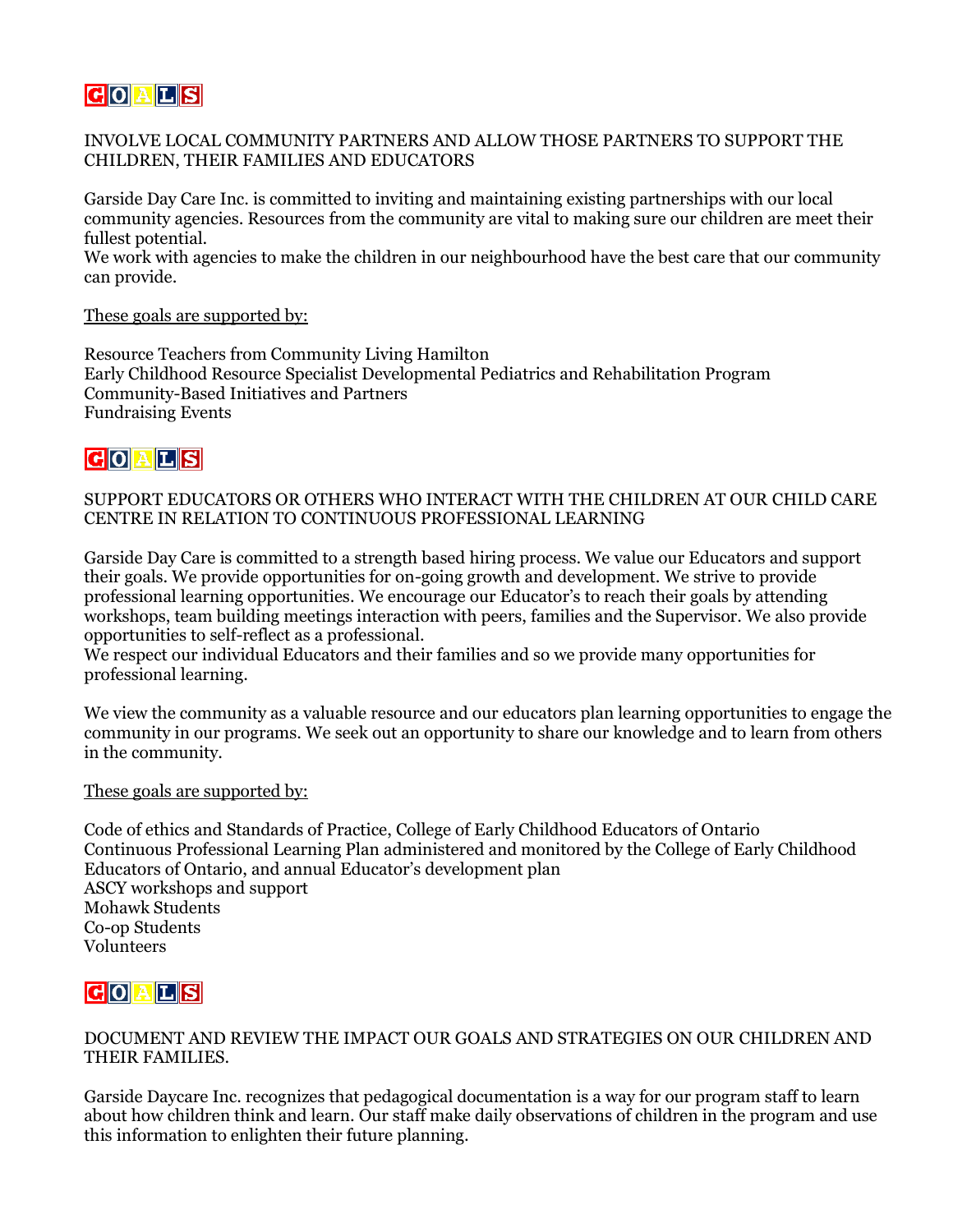## GOALS

INVOLVE LOCAL COMMUNITY PARTNERS AND ALLOW THOSE PARTNERS TO SUPPORT THE CHILDREN, THEIR FAMILIES AND EDUCATORS

Garside Day Care Inc. is committed to inviting and maintaining existing partnerships with our local community agencies. Resources from the community are vital to making sure our children are meet their fullest potential.
We work with agencies to make the children in our neighbourhood have the best care that our community can provide.

These goals are supported by:

Resource Teachers from Community Living Hamilton
Early Childhood Resource Specialist Developmental Pediatrics and Rehabilitation Program
Community-Based Initiatives and Partners
Fundraising Events

## GOALS

SUPPORT EDUCATORS OR OTHERS WHO INTERACT WITH THE CHILDREN AT OUR CHILD CARE CENTRE IN RELATION TO CONTINUOUS PROFESSIONAL LEARNING

Garside Day Care is committed to a strength based hiring process. We value our Educators and support their goals. We provide opportunities for on-going growth and development. We strive to provide professional learning opportunities. We encourage our Educator's to reach their goals by attending workshops, team building meetings interaction with peers, families and the Supervisor. We also provide opportunities to self-reflect as a professional.
We respect our individual Educators and their families and so we provide many opportunities for professional learning.

We view the community as a valuable resource and our educators plan learning opportunities to engage the community in our programs. We seek out an opportunity to share our knowledge and to learn from others in the community.

These goals are supported by:

Code of ethics and Standards of Practice, College of Early Childhood Educators of Ontario
Continuous Professional Learning Plan administered and monitored by the College of Early Childhood Educators of Ontario, and annual Educator's development plan
ASCY workshops and support
Mohawk Students
Co-op Students
Volunteers

## GOALS

DOCUMENT AND REVIEW THE IMPACT OUR GOALS AND STRATEGIES ON OUR CHILDREN AND THEIR FAMILIES.

Garside Daycare Inc. recognizes that pedagogical documentation is a way for our program staff to learn about how children think and learn. Our staff make daily observations of children in the program and use this information to enlighten their future planning.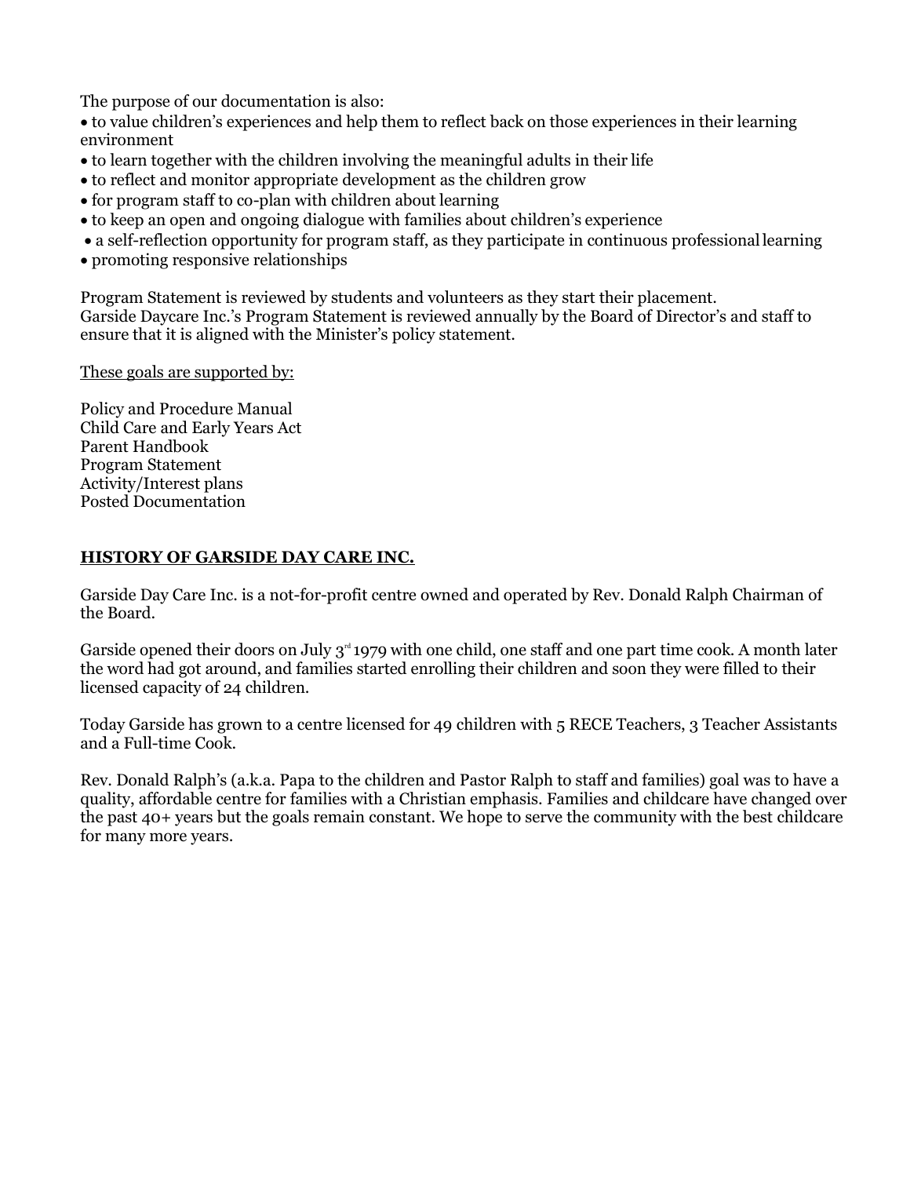The purpose of our documentation is also:

- to value children's experiences and help them to reflect back on those experiences in their learning environment
- to learn together with the children involving the meaningful adults in their life
- to reflect and monitor appropriate development as the children grow
- for program staff to co-plan with children about learning
- to keep an open and ongoing dialogue with families about children's experience
- a self-reflection opportunity for program staff, as they participate in continuous professional learning
- promoting responsive relationships

Program Statement is reviewed by students and volunteers as they start their placement.
Garside Daycare Inc.'s Program Statement is reviewed annually by the Board of Director's and staff to ensure that it is aligned with the Minister's policy statement.

<u>These goals are supported by:</u>

Policy and Procedure Manual
Child Care and Early Years Act
Parent Handbook
Program Statement
Activity/Interest plans
Posted Documentation

## **HISTORY OF GARSIDE DAY CARE INC.**

Garside Day Care Inc. is a not-for-profit centre owned and operated by Rev. Donald Ralph Chairman of the Board.

Garside opened their doors on July 3rd 1979 with one child, one staff and one part time cook. A month later the word had got around, and families started enrolling their children and soon they were filled to their licensed capacity of 24 children.

Today Garside has grown to a centre licensed for 49 children with 5 RECE Teachers, 3 Teacher Assistants and a Full-time Cook.

Rev. Donald Ralph's (a.k.a. Papa to the children and Pastor Ralph to staff and families) goal was to have a quality, affordable centre for families with a Christian emphasis. Families and childcare have changed over the past 40+ years but the goals remain constant. We hope to serve the community with the best childcare for many more years.